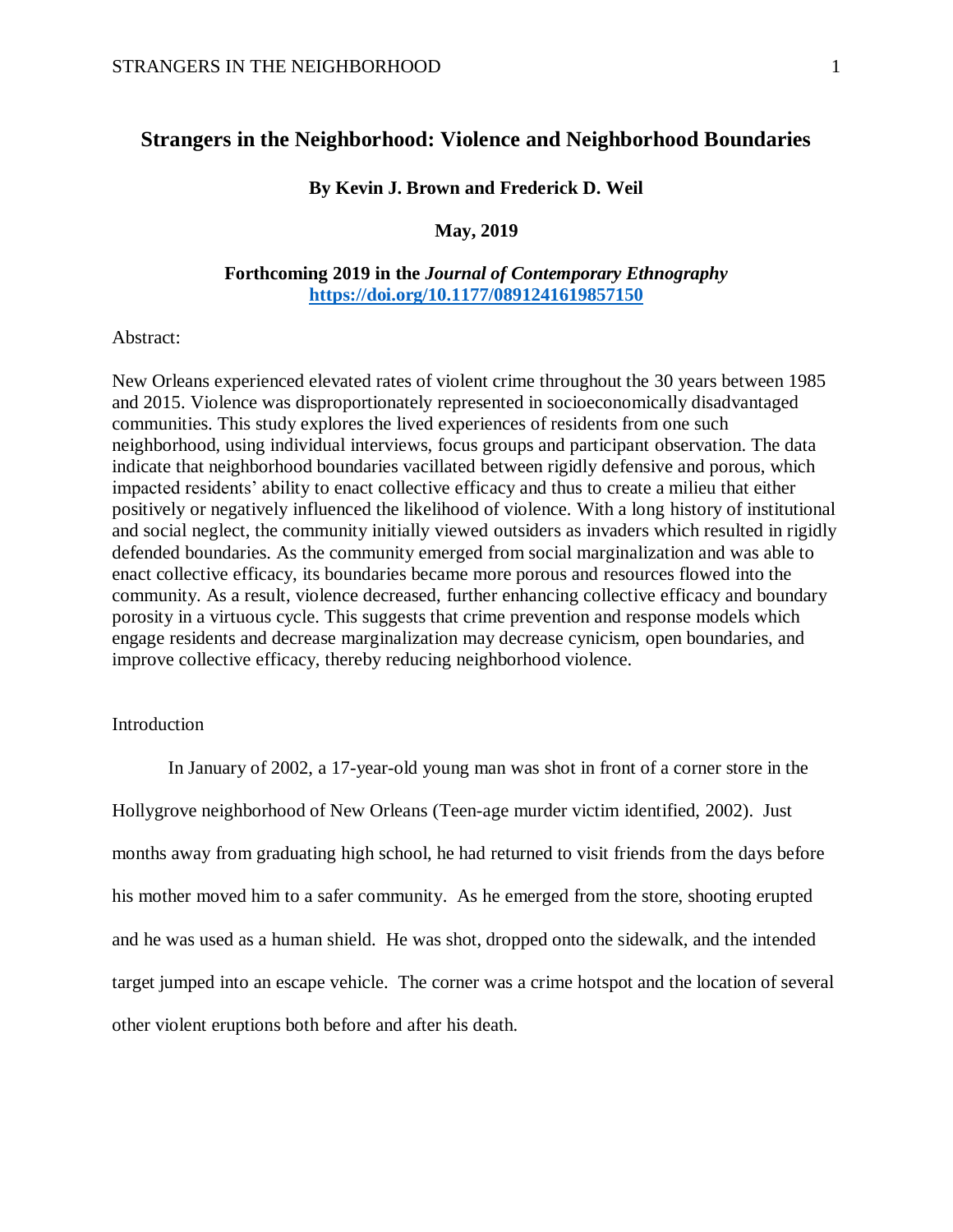# Strangers in the Neighborhood: Violence and Neighborhood Boundaries

**By Kevin J. Brown and Frederick D. Weil**

**May, 2019**

**Forthcoming 2019 in the *Journal of Contemporary Ethnography***
**https://doi.org/10.1177/0891241619857150**

Abstract:

New Orleans experienced elevated rates of violent crime throughout the 30 years between 1985 and 2015. Violence was disproportionately represented in socioeconomically disadvantaged communities. This study explores the lived experiences of residents from one such neighborhood, using individual interviews, focus groups and participant observation. The data indicate that neighborhood boundaries vacillated between rigidly defensive and porous, which impacted residents' ability to enact collective efficacy and thus to create a milieu that either positively or negatively influenced the likelihood of violence. With a long history of institutional and social neglect, the community initially viewed outsiders as invaders which resulted in rigidly defended boundaries. As the community emerged from social marginalization and was able to enact collective efficacy, its boundaries became more porous and resources flowed into the community. As a result, violence decreased, further enhancing collective efficacy and boundary porosity in a virtuous cycle. This suggests that crime prevention and response models which engage residents and decrease marginalization may decrease cynicism, open boundaries, and improve collective efficacy, thereby reducing neighborhood violence.

Introduction

In January of 2002, a 17-year-old young man was shot in front of a corner store in the Hollygrove neighborhood of New Orleans (Teen-age murder victim identified, 2002). Just months away from graduating high school, he had returned to visit friends from the days before his mother moved him to a safer community. As he emerged from the store, shooting erupted and he was used as a human shield. He was shot, dropped onto the sidewalk, and the intended target jumped into an escape vehicle. The corner was a crime hotspot and the location of several other violent eruptions both before and after his death.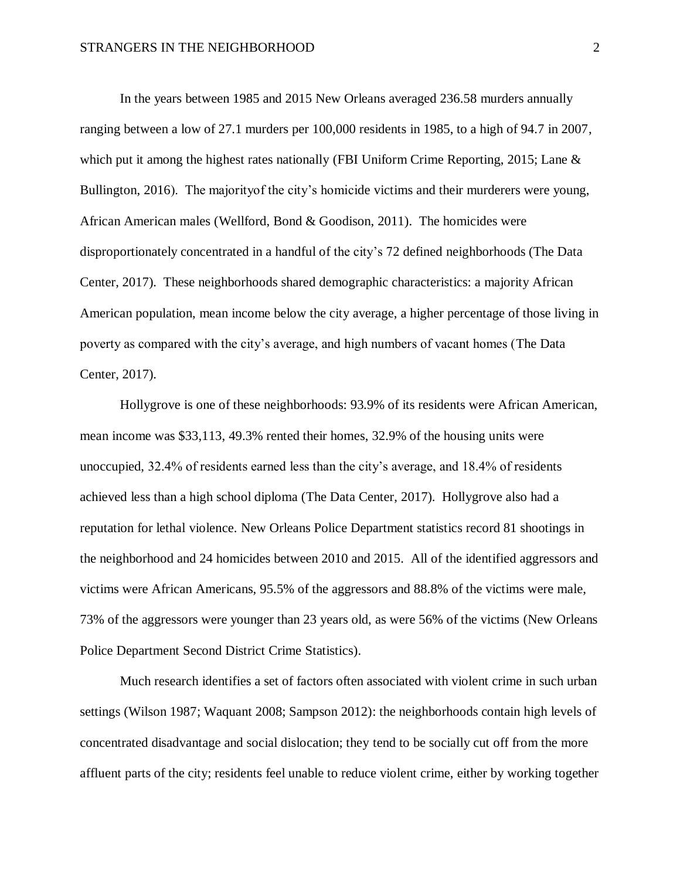In the years between 1985 and 2015 New Orleans averaged 236.58 murders annually ranging between a low of 27.1 murders per 100,000 residents in 1985, to a high of 94.7 in 2007, which put it among the highest rates nationally (FBI Uniform Crime Reporting, 2015; Lane & Bullington, 2016). The majorityof the city's homicide victims and their murderers were young, African American males (Wellford, Bond & Goodison, 2011). The homicides were disproportionately concentrated in a handful of the city's 72 defined neighborhoods (The Data Center, 2017). These neighborhoods shared demographic characteristics: a majority African American population, mean income below the city average, a higher percentage of those living in poverty as compared with the city's average, and high numbers of vacant homes (The Data Center, 2017).

Hollygrove is one of these neighborhoods: 93.9% of its residents were African American, mean income was $33,113, 49.3% rented their homes, 32.9% of the housing units were unoccupied, 32.4% of residents earned less than the city's average, and 18.4% of residents achieved less than a high school diploma (The Data Center, 2017). Hollygrove also had a reputation for lethal violence. New Orleans Police Department statistics record 81 shootings in the neighborhood and 24 homicides between 2010 and 2015. All of the identified aggressors and victims were African Americans, 95.5% of the aggressors and 88.8% of the victims were male, 73% of the aggressors were younger than 23 years old, as were 56% of the victims (New Orleans Police Department Second District Crime Statistics).

Much research identifies a set of factors often associated with violent crime in such urban settings (Wilson 1987; Waquant 2008; Sampson 2012): the neighborhoods contain high levels of concentrated disadvantage and social dislocation; they tend to be socially cut off from the more affluent parts of the city; residents feel unable to reduce violent crime, either by working together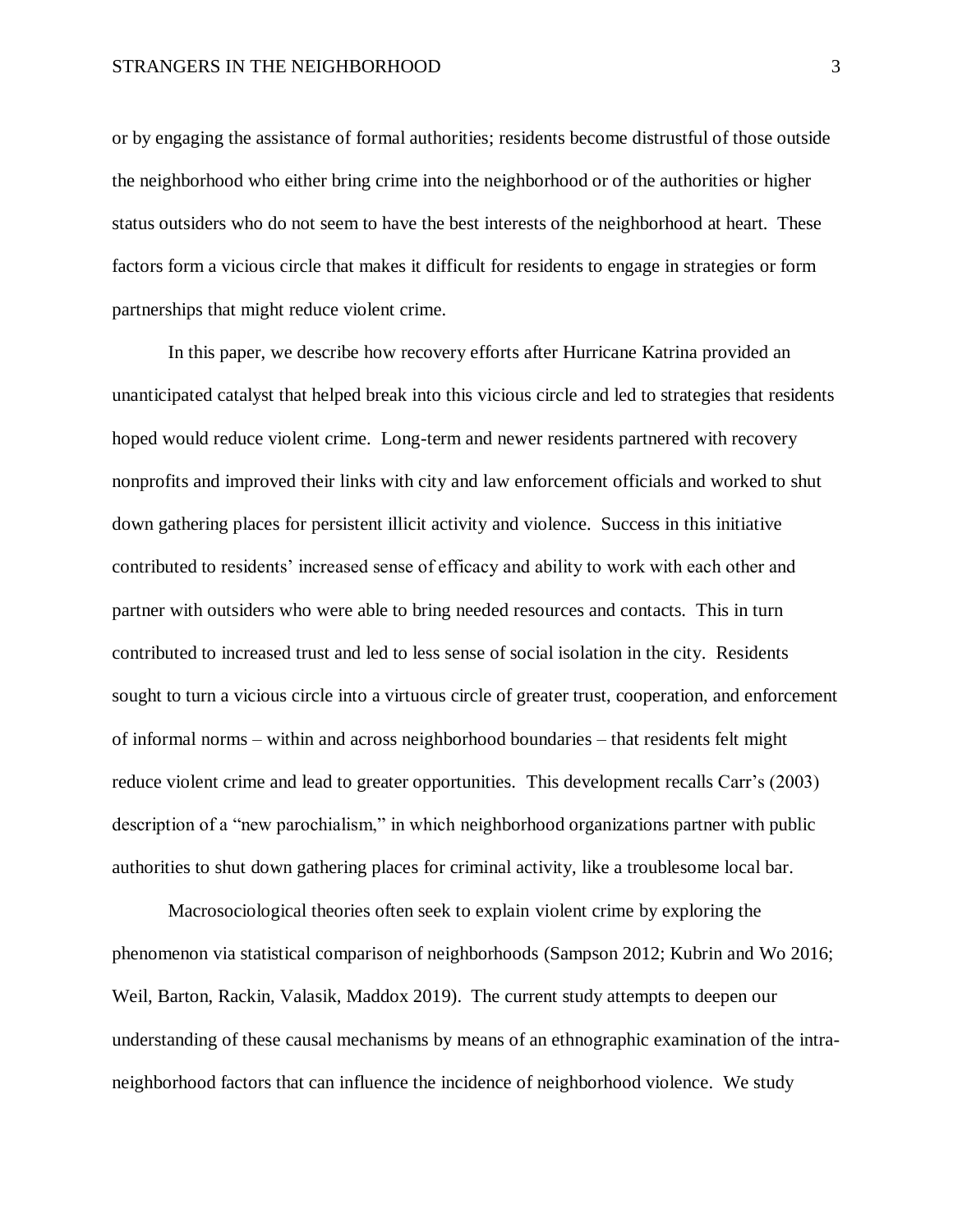or by engaging the assistance of formal authorities; residents become distrustful of those outside the neighborhood who either bring crime into the neighborhood or of the authorities or higher status outsiders who do not seem to have the best interests of the neighborhood at heart. These factors form a vicious circle that makes it difficult for residents to engage in strategies or form partnerships that might reduce violent crime.

In this paper, we describe how recovery efforts after Hurricane Katrina provided an unanticipated catalyst that helped break into this vicious circle and led to strategies that residents hoped would reduce violent crime. Long-term and newer residents partnered with recovery nonprofits and improved their links with city and law enforcement officials and worked to shut down gathering places for persistent illicit activity and violence. Success in this initiative contributed to residents' increased sense of efficacy and ability to work with each other and partner with outsiders who were able to bring needed resources and contacts. This in turn contributed to increased trust and led to less sense of social isolation in the city. Residents sought to turn a vicious circle into a virtuous circle of greater trust, cooperation, and enforcement of informal norms – within and across neighborhood boundaries – that residents felt might reduce violent crime and lead to greater opportunities. This development recalls Carr's (2003) description of a "new parochialism," in which neighborhood organizations partner with public authorities to shut down gathering places for criminal activity, like a troublesome local bar.

Macrosociological theories often seek to explain violent crime by exploring the phenomenon via statistical comparison of neighborhoods (Sampson 2012; Kubrin and Wo 2016; Weil, Barton, Rackin, Valasik, Maddox 2019). The current study attempts to deepen our understanding of these causal mechanisms by means of an ethnographic examination of the intra-neighborhood factors that can influence the incidence of neighborhood violence. We study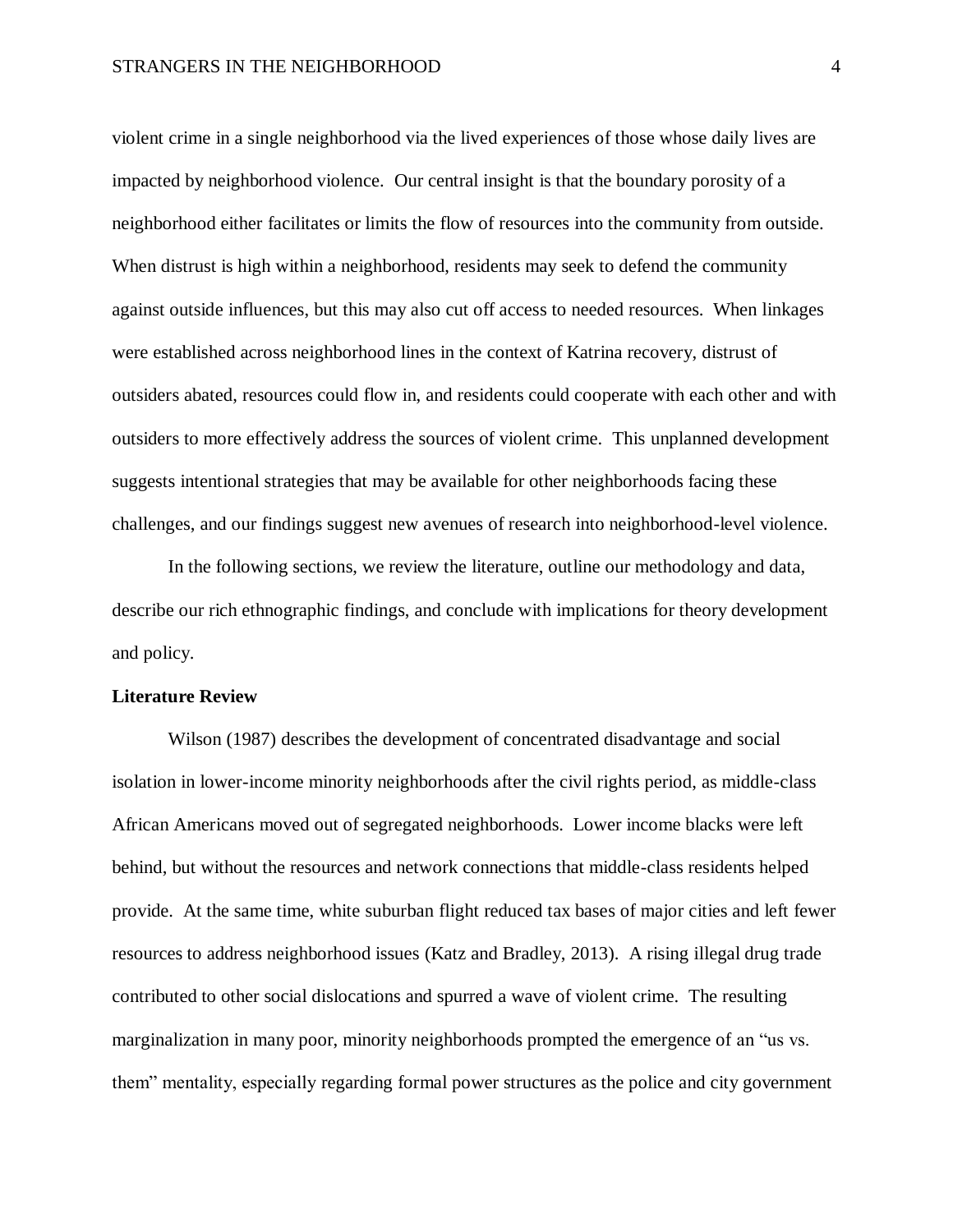violent crime in a single neighborhood via the lived experiences of those whose daily lives are impacted by neighborhood violence. Our central insight is that the boundary porosity of a neighborhood either facilitates or limits the flow of resources into the community from outside. When distrust is high within a neighborhood, residents may seek to defend the community against outside influences, but this may also cut off access to needed resources. When linkages were established across neighborhood lines in the context of Katrina recovery, distrust of outsiders abated, resources could flow in, and residents could cooperate with each other and with outsiders to more effectively address the sources of violent crime. This unplanned development suggests intentional strategies that may be available for other neighborhoods facing these challenges, and our findings suggest new avenues of research into neighborhood-level violence.

In the following sections, we review the literature, outline our methodology and data, describe our rich ethnographic findings, and conclude with implications for theory development and policy.

**Literature Review**

Wilson (1987) describes the development of concentrated disadvantage and social isolation in lower-income minority neighborhoods after the civil rights period, as middle-class African Americans moved out of segregated neighborhoods. Lower income blacks were left behind, but without the resources and network connections that middle-class residents helped provide. At the same time, white suburban flight reduced tax bases of major cities and left fewer resources to address neighborhood issues (Katz and Bradley, 2013). A rising illegal drug trade contributed to other social dislocations and spurred a wave of violent crime. The resulting marginalization in many poor, minority neighborhoods prompted the emergence of an "us vs. them" mentality, especially regarding formal power structures as the police and city government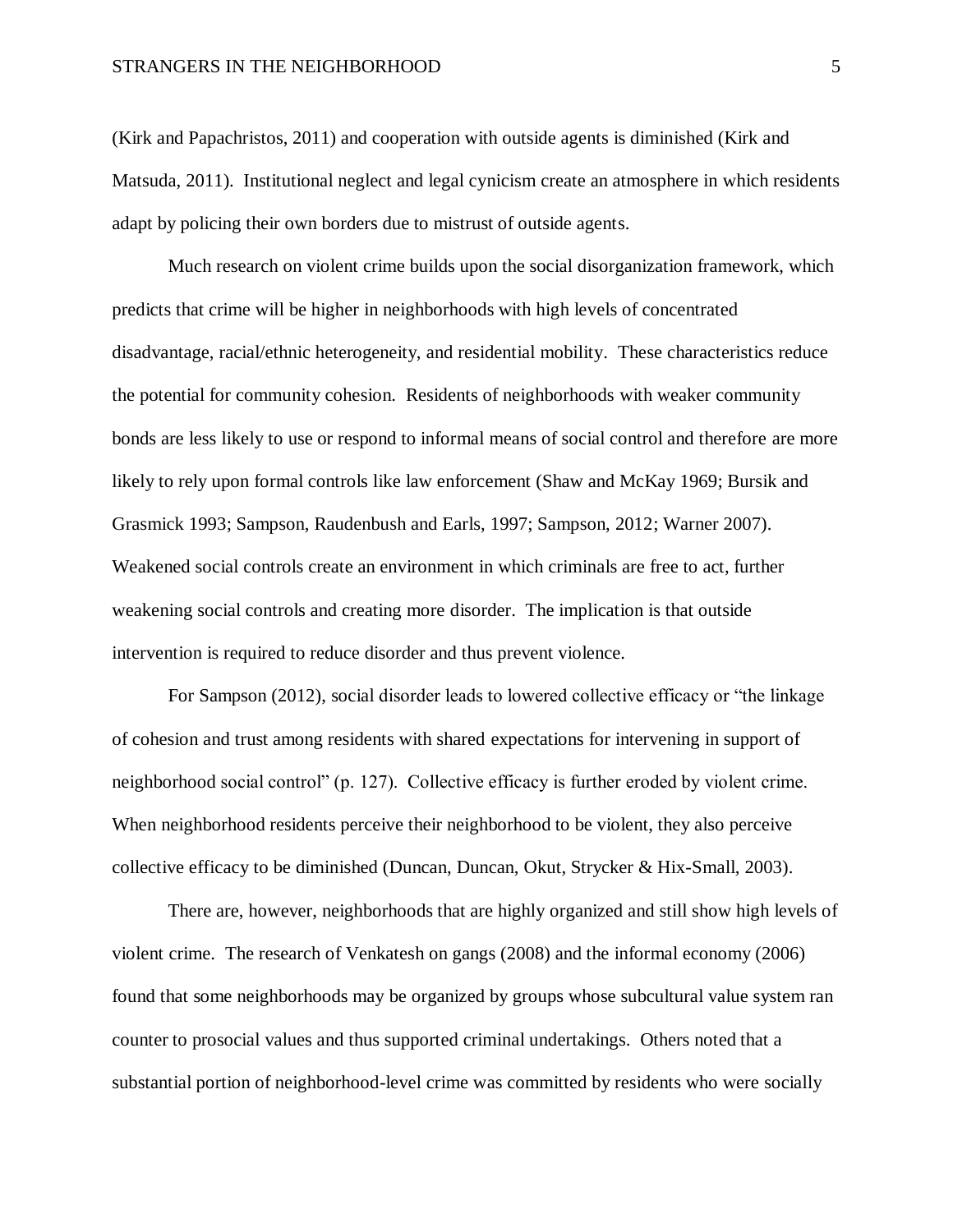(Kirk and Papachristos, 2011) and cooperation with outside agents is diminished (Kirk and Matsuda, 2011). Institutional neglect and legal cynicism create an atmosphere in which residents adapt by policing their own borders due to mistrust of outside agents.

Much research on violent crime builds upon the social disorganization framework, which predicts that crime will be higher in neighborhoods with high levels of concentrated disadvantage, racial/ethnic heterogeneity, and residential mobility. These characteristics reduce the potential for community cohesion. Residents of neighborhoods with weaker community bonds are less likely to use or respond to informal means of social control and therefore are more likely to rely upon formal controls like law enforcement (Shaw and McKay 1969; Bursik and Grasmick 1993; Sampson, Raudenbush and Earls, 1997; Sampson, 2012; Warner 2007). Weakened social controls create an environment in which criminals are free to act, further weakening social controls and creating more disorder. The implication is that outside intervention is required to reduce disorder and thus prevent violence.

For Sampson (2012), social disorder leads to lowered collective efficacy or "the linkage of cohesion and trust among residents with shared expectations for intervening in support of neighborhood social control" (p. 127). Collective efficacy is further eroded by violent crime. When neighborhood residents perceive their neighborhood to be violent, they also perceive collective efficacy to be diminished (Duncan, Duncan, Okut, Strycker & Hix-Small, 2003).

There are, however, neighborhoods that are highly organized and still show high levels of violent crime. The research of Venkatesh on gangs (2008) and the informal economy (2006) found that some neighborhoods may be organized by groups whose subcultural value system ran counter to prosocial values and thus supported criminal undertakings. Others noted that a substantial portion of neighborhood-level crime was committed by residents who were socially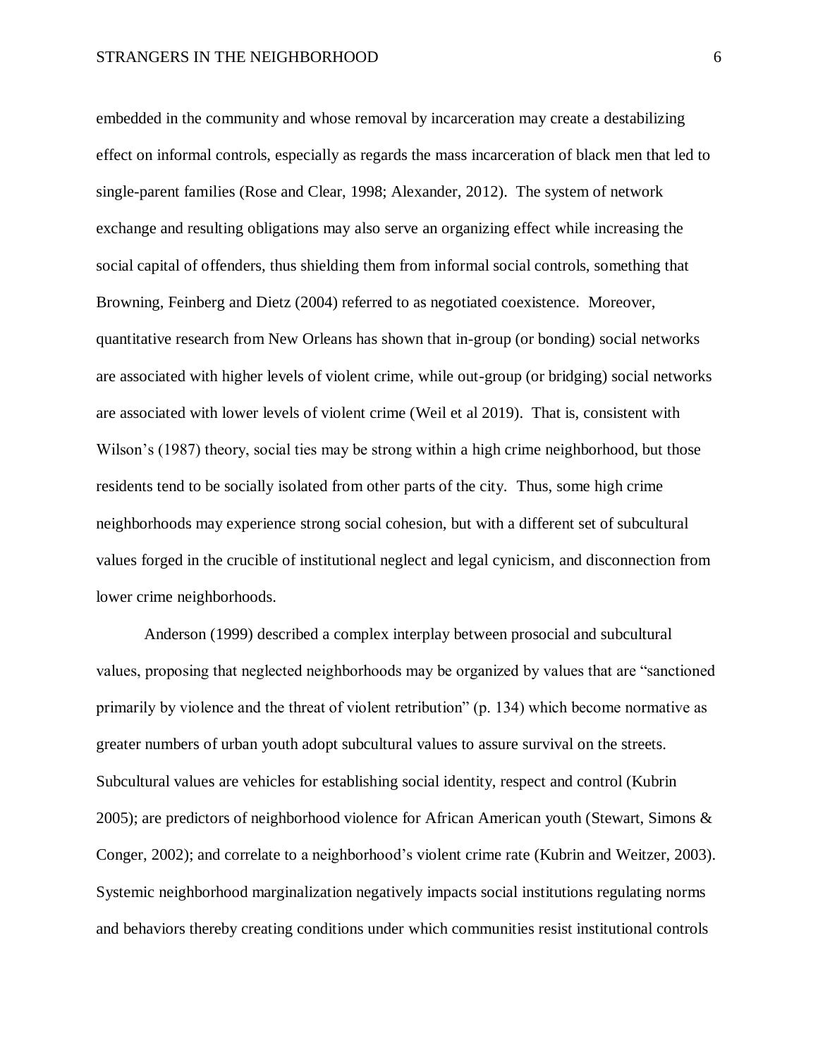embedded in the community and whose removal by incarceration may create a destabilizing effect on informal controls, especially as regards the mass incarceration of black men that led to single-parent families (Rose and Clear, 1998; Alexander, 2012). The system of network exchange and resulting obligations may also serve an organizing effect while increasing the social capital of offenders, thus shielding them from informal social controls, something that Browning, Feinberg and Dietz (2004) referred to as negotiated coexistence. Moreover, quantitative research from New Orleans has shown that in-group (or bonding) social networks are associated with higher levels of violent crime, while out-group (or bridging) social networks are associated with lower levels of violent crime (Weil et al 2019). That is, consistent with Wilson's (1987) theory, social ties may be strong within a high crime neighborhood, but those residents tend to be socially isolated from other parts of the city. Thus, some high crime neighborhoods may experience strong social cohesion, but with a different set of subcultural values forged in the crucible of institutional neglect and legal cynicism, and disconnection from lower crime neighborhoods.

Anderson (1999) described a complex interplay between prosocial and subcultural values, proposing that neglected neighborhoods may be organized by values that are "sanctioned primarily by violence and the threat of violent retribution" (p. 134) which become normative as greater numbers of urban youth adopt subcultural values to assure survival on the streets. Subcultural values are vehicles for establishing social identity, respect and control (Kubrin 2005); are predictors of neighborhood violence for African American youth (Stewart, Simons & Conger, 2002); and correlate to a neighborhood's violent crime rate (Kubrin and Weitzer, 2003). Systemic neighborhood marginalization negatively impacts social institutions regulating norms and behaviors thereby creating conditions under which communities resist institutional controls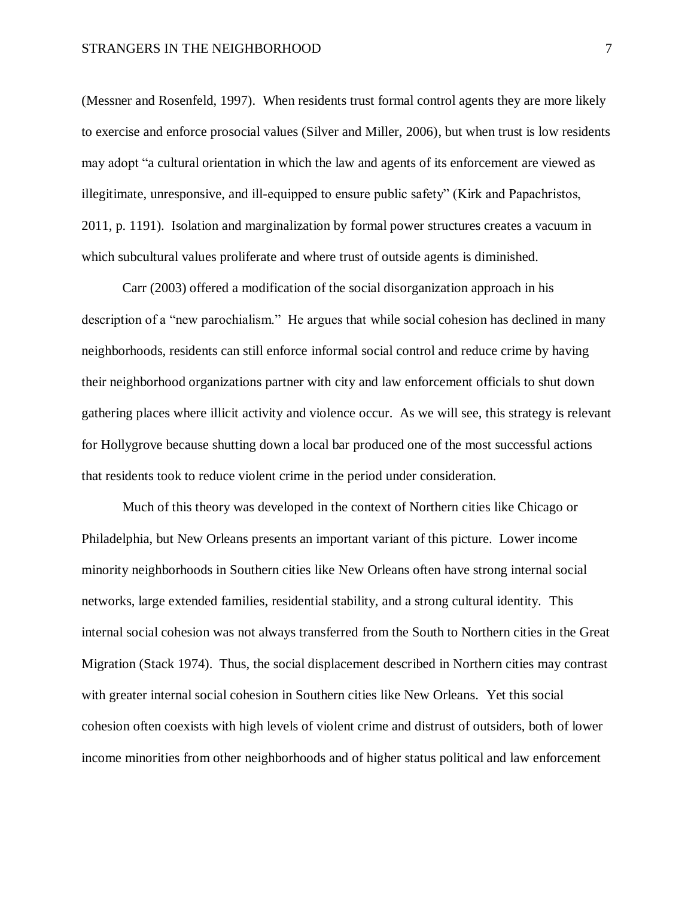(Messner and Rosenfeld, 1997). When residents trust formal control agents they are more likely to exercise and enforce prosocial values (Silver and Miller, 2006), but when trust is low residents may adopt "a cultural orientation in which the law and agents of its enforcement are viewed as illegitimate, unresponsive, and ill-equipped to ensure public safety" (Kirk and Papachristos, 2011, p. 1191). Isolation and marginalization by formal power structures creates a vacuum in which subcultural values proliferate and where trust of outside agents is diminished.

Carr (2003) offered a modification of the social disorganization approach in his description of a "new parochialism." He argues that while social cohesion has declined in many neighborhoods, residents can still enforce informal social control and reduce crime by having their neighborhood organizations partner with city and law enforcement officials to shut down gathering places where illicit activity and violence occur. As we will see, this strategy is relevant for Hollygrove because shutting down a local bar produced one of the most successful actions that residents took to reduce violent crime in the period under consideration.

Much of this theory was developed in the context of Northern cities like Chicago or Philadelphia, but New Orleans presents an important variant of this picture. Lower income minority neighborhoods in Southern cities like New Orleans often have strong internal social networks, large extended families, residential stability, and a strong cultural identity. This internal social cohesion was not always transferred from the South to Northern cities in the Great Migration (Stack 1974). Thus, the social displacement described in Northern cities may contrast with greater internal social cohesion in Southern cities like New Orleans. Yet this social cohesion often coexists with high levels of violent crime and distrust of outsiders, both of lower income minorities from other neighborhoods and of higher status political and law enforcement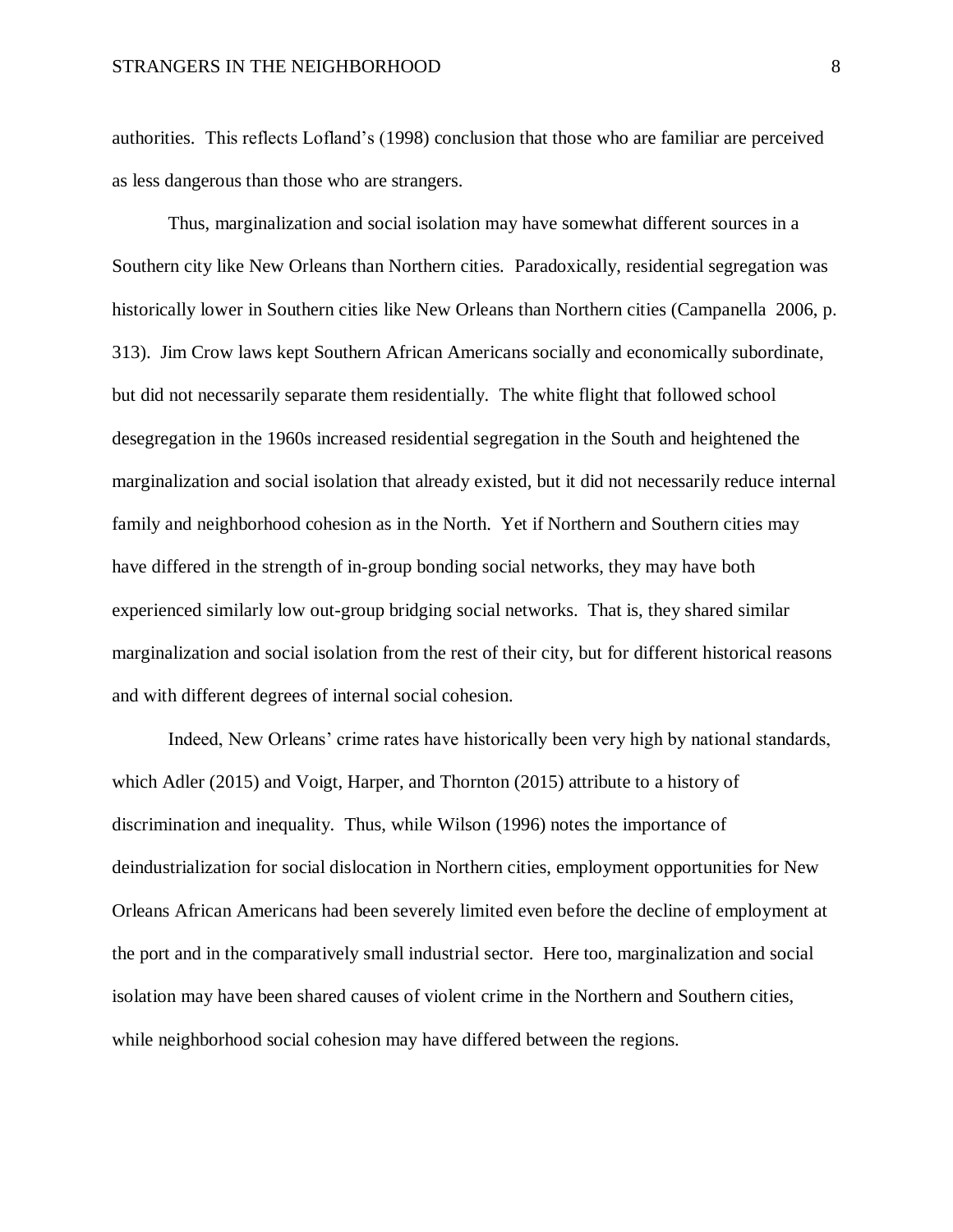authorities. This reflects Lofland's (1998) conclusion that those who are familiar are perceived as less dangerous than those who are strangers.

Thus, marginalization and social isolation may have somewhat different sources in a Southern city like New Orleans than Northern cities. Paradoxically, residential segregation was historically lower in Southern cities like New Orleans than Northern cities (Campanella 2006, p. 313). Jim Crow laws kept Southern African Americans socially and economically subordinate, but did not necessarily separate them residentially. The white flight that followed school desegregation in the 1960s increased residential segregation in the South and heightened the marginalization and social isolation that already existed, but it did not necessarily reduce internal family and neighborhood cohesion as in the North. Yet if Northern and Southern cities may have differed in the strength of in-group bonding social networks, they may have both experienced similarly low out-group bridging social networks. That is, they shared similar marginalization and social isolation from the rest of their city, but for different historical reasons and with different degrees of internal social cohesion.

Indeed, New Orleans' crime rates have historically been very high by national standards, which Adler (2015) and Voigt, Harper, and Thornton (2015) attribute to a history of discrimination and inequality. Thus, while Wilson (1996) notes the importance of deindustrialization for social dislocation in Northern cities, employment opportunities for New Orleans African Americans had been severely limited even before the decline of employment at the port and in the comparatively small industrial sector. Here too, marginalization and social isolation may have been shared causes of violent crime in the Northern and Southern cities, while neighborhood social cohesion may have differed between the regions.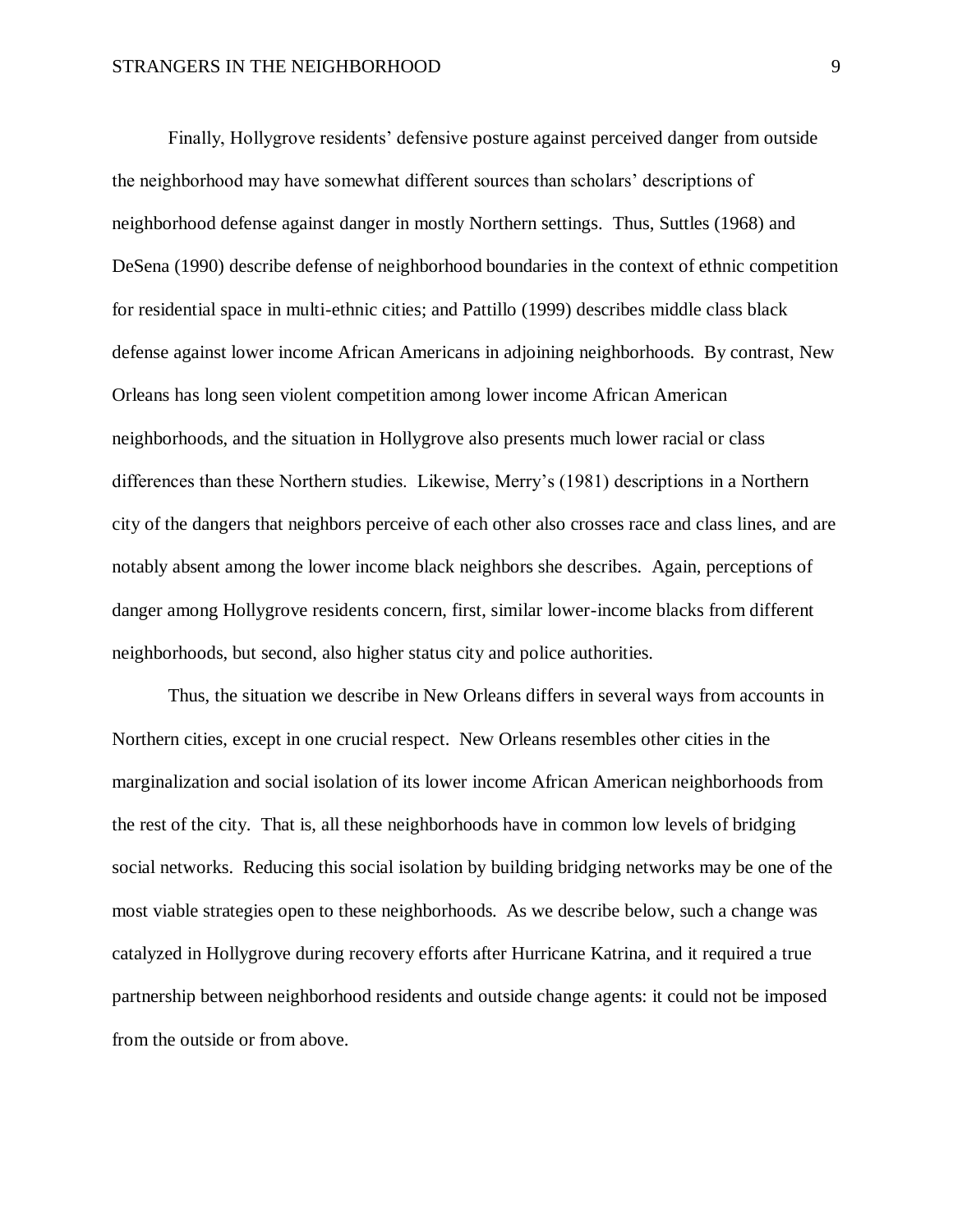Finally, Hollygrove residents' defensive posture against perceived danger from outside the neighborhood may have somewhat different sources than scholars' descriptions of neighborhood defense against danger in mostly Northern settings. Thus, Suttles (1968) and DeSena (1990) describe defense of neighborhood boundaries in the context of ethnic competition for residential space in multi-ethnic cities; and Pattillo (1999) describes middle class black defense against lower income African Americans in adjoining neighborhoods. By contrast, New Orleans has long seen violent competition among lower income African American neighborhoods, and the situation in Hollygrove also presents much lower racial or class differences than these Northern studies. Likewise, Merry's (1981) descriptions in a Northern city of the dangers that neighbors perceive of each other also crosses race and class lines, and are notably absent among the lower income black neighbors she describes. Again, perceptions of danger among Hollygrove residents concern, first, similar lower-income blacks from different neighborhoods, but second, also higher status city and police authorities.

Thus, the situation we describe in New Orleans differs in several ways from accounts in Northern cities, except in one crucial respect. New Orleans resembles other cities in the marginalization and social isolation of its lower income African American neighborhoods from the rest of the city. That is, all these neighborhoods have in common low levels of bridging social networks. Reducing this social isolation by building bridging networks may be one of the most viable strategies open to these neighborhoods. As we describe below, such a change was catalyzed in Hollygrove during recovery efforts after Hurricane Katrina, and it required a true partnership between neighborhood residents and outside change agents: it could not be imposed from the outside or from above.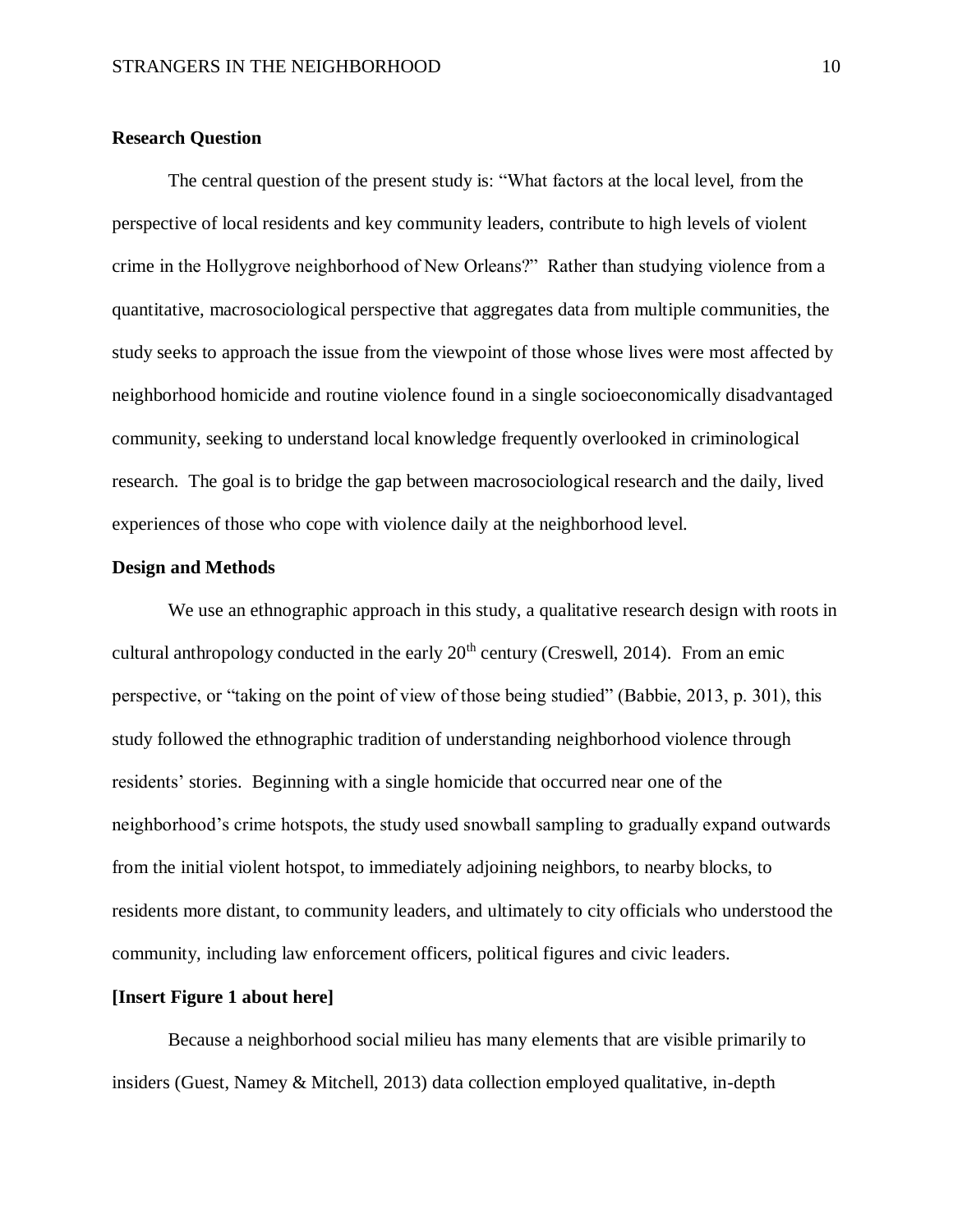**Research Question**

The central question of the present study is: "What factors at the local level, from the perspective of local residents and key community leaders, contribute to high levels of violent crime in the Hollygrove neighborhood of New Orleans?" Rather than studying violence from a quantitative, macrosociological perspective that aggregates data from multiple communities, the study seeks to approach the issue from the viewpoint of those whose lives were most affected by neighborhood homicide and routine violence found in a single socioeconomically disadvantaged community, seeking to understand local knowledge frequently overlooked in criminological research. The goal is to bridge the gap between macrosociological research and the daily, lived experiences of those who cope with violence daily at the neighborhood level.

**Design and Methods**

We use an ethnographic approach in this study, a qualitative research design with roots in cultural anthropology conducted in the early 20th century (Creswell, 2014). From an emic perspective, or "taking on the point of view of those being studied" (Babbie, 2013, p. 301), this study followed the ethnographic tradition of understanding neighborhood violence through residents' stories. Beginning with a single homicide that occurred near one of the neighborhood's crime hotspots, the study used snowball sampling to gradually expand outwards from the initial violent hotspot, to immediately adjoining neighbors, to nearby blocks, to residents more distant, to community leaders, and ultimately to city officials who understood the community, including law enforcement officers, political figures and civic leaders.

**[Insert Figure 1 about here]**

Because a neighborhood social milieu has many elements that are visible primarily to insiders (Guest, Namey & Mitchell, 2013) data collection employed qualitative, in-depth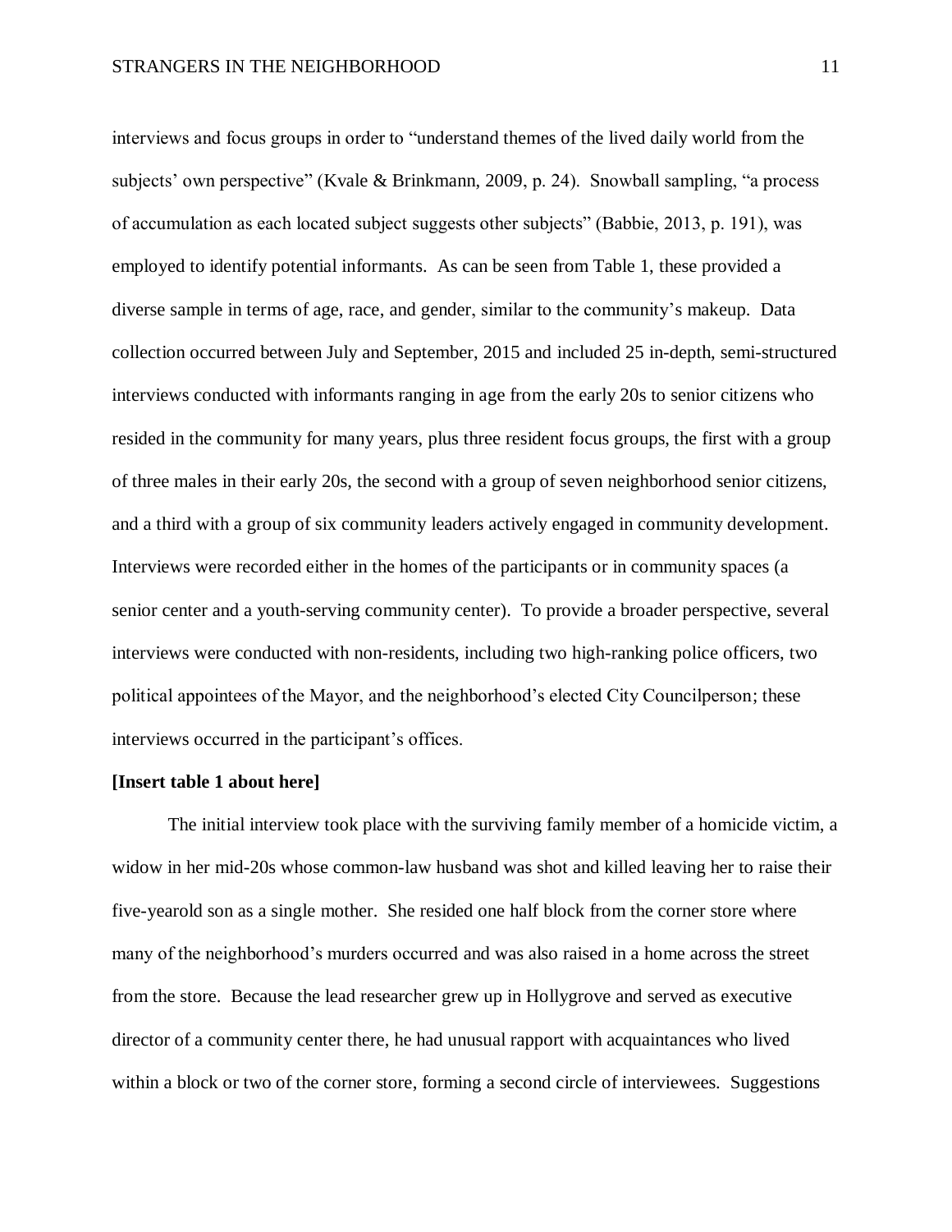interviews and focus groups in order to "understand themes of the lived daily world from the subjects' own perspective" (Kvale & Brinkmann, 2009, p. 24). Snowball sampling, "a process of accumulation as each located subject suggests other subjects" (Babbie, 2013, p. 191), was employed to identify potential informants. As can be seen from Table 1, these provided a diverse sample in terms of age, race, and gender, similar to the community's makeup. Data collection occurred between July and September, 2015 and included 25 in-depth, semi-structured interviews conducted with informants ranging in age from the early 20s to senior citizens who resided in the community for many years, plus three resident focus groups, the first with a group of three males in their early 20s, the second with a group of seven neighborhood senior citizens, and a third with a group of six community leaders actively engaged in community development. Interviews were recorded either in the homes of the participants or in community spaces (a senior center and a youth-serving community center). To provide a broader perspective, several interviews were conducted with non-residents, including two high-ranking police officers, two political appointees of the Mayor, and the neighborhood's elected City Councilperson; these interviews occurred in the participant's offices.

**[Insert table 1 about here]**

The initial interview took place with the surviving family member of a homicide victim, a widow in her mid-20s whose common-law husband was shot and killed leaving her to raise their five-yearold son as a single mother. She resided one half block from the corner store where many of the neighborhood's murders occurred and was also raised in a home across the street from the store. Because the lead researcher grew up in Hollygrove and served as executive director of a community center there, he had unusual rapport with acquaintances who lived within a block or two of the corner store, forming a second circle of interviewees. Suggestions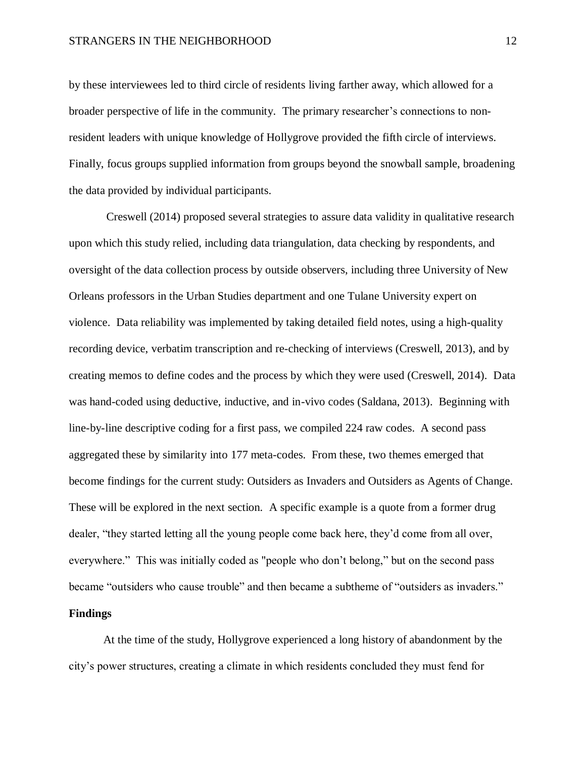by these interviewees led to third circle of residents living farther away, which allowed for a broader perspective of life in the community. The primary researcher's connections to non-resident leaders with unique knowledge of Hollygrove provided the fifth circle of interviews. Finally, focus groups supplied information from groups beyond the snowball sample, broadening the data provided by individual participants.

Creswell (2014) proposed several strategies to assure data validity in qualitative research upon which this study relied, including data triangulation, data checking by respondents, and oversight of the data collection process by outside observers, including three University of New Orleans professors in the Urban Studies department and one Tulane University expert on violence. Data reliability was implemented by taking detailed field notes, using a high-quality recording device, verbatim transcription and re-checking of interviews (Creswell, 2013), and by creating memos to define codes and the process by which they were used (Creswell, 2014). Data was hand-coded using deductive, inductive, and in-vivo codes (Saldana, 2013). Beginning with line-by-line descriptive coding for a first pass, we compiled 224 raw codes. A second pass aggregated these by similarity into 177 meta-codes. From these, two themes emerged that become findings for the current study: Outsiders as Invaders and Outsiders as Agents of Change. These will be explored in the next section. A specific example is a quote from a former drug dealer, "they started letting all the young people come back here, they'd come from all over, everywhere." This was initially coded as "people who don't belong," but on the second pass became "outsiders who cause trouble" and then became a subtheme of "outsiders as invaders."

## Findings

At the time of the study, Hollygrove experienced a long history of abandonment by the city's power structures, creating a climate in which residents concluded they must fend for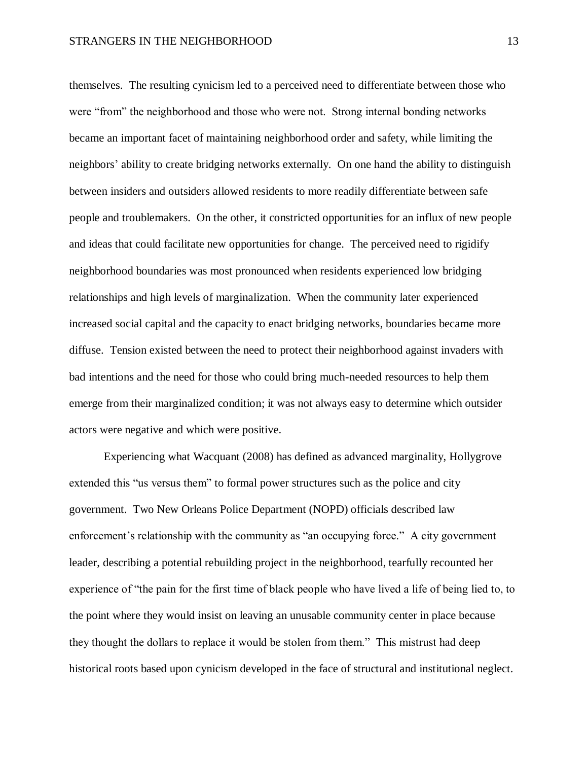themselves. The resulting cynicism led to a perceived need to differentiate between those who were "from" the neighborhood and those who were not. Strong internal bonding networks became an important facet of maintaining neighborhood order and safety, while limiting the neighbors' ability to create bridging networks externally. On one hand the ability to distinguish between insiders and outsiders allowed residents to more readily differentiate between safe people and troublemakers. On the other, it constricted opportunities for an influx of new people and ideas that could facilitate new opportunities for change. The perceived need to rigidify neighborhood boundaries was most pronounced when residents experienced low bridging relationships and high levels of marginalization. When the community later experienced increased social capital and the capacity to enact bridging networks, boundaries became more diffuse. Tension existed between the need to protect their neighborhood against invaders with bad intentions and the need for those who could bring much-needed resources to help them emerge from their marginalized condition; it was not always easy to determine which outsider actors were negative and which were positive.

Experiencing what Wacquant (2008) has defined as advanced marginality, Hollygrove extended this "us versus them" to formal power structures such as the police and city government. Two New Orleans Police Department (NOPD) officials described law enforcement's relationship with the community as "an occupying force." A city government leader, describing a potential rebuilding project in the neighborhood, tearfully recounted her experience of "the pain for the first time of black people who have lived a life of being lied to, to the point where they would insist on leaving an unusable community center in place because they thought the dollars to replace it would be stolen from them." This mistrust had deep historical roots based upon cynicism developed in the face of structural and institutional neglect.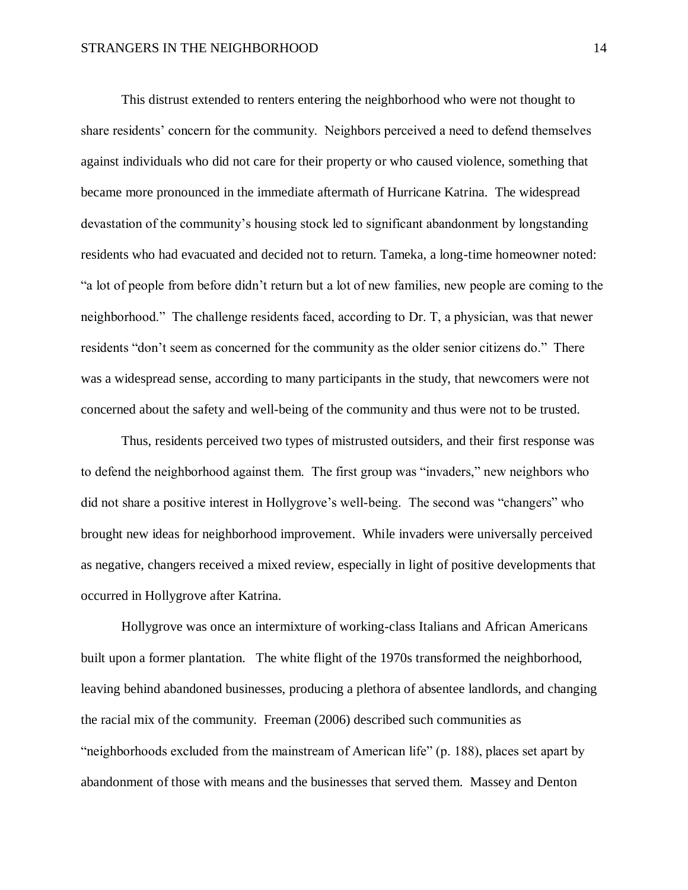This distrust extended to renters entering the neighborhood who were not thought to share residents' concern for the community. Neighbors perceived a need to defend themselves against individuals who did not care for their property or who caused violence, something that became more pronounced in the immediate aftermath of Hurricane Katrina. The widespread devastation of the community's housing stock led to significant abandonment by longstanding residents who had evacuated and decided not to return. Tameka, a long-time homeowner noted: "a lot of people from before didn't return but a lot of new families, new people are coming to the neighborhood." The challenge residents faced, according to Dr. T, a physician, was that newer residents "don't seem as concerned for the community as the older senior citizens do." There was a widespread sense, according to many participants in the study, that newcomers were not concerned about the safety and well-being of the community and thus were not to be trusted.

Thus, residents perceived two types of mistrusted outsiders, and their first response was to defend the neighborhood against them. The first group was "invaders," new neighbors who did not share a positive interest in Hollygrove's well-being. The second was "changers" who brought new ideas for neighborhood improvement. While invaders were universally perceived as negative, changers received a mixed review, especially in light of positive developments that occurred in Hollygrove after Katrina.

Hollygrove was once an intermixture of working-class Italians and African Americans built upon a former plantation. The white flight of the 1970s transformed the neighborhood, leaving behind abandoned businesses, producing a plethora of absentee landlords, and changing the racial mix of the community. Freeman (2006) described such communities as "neighborhoods excluded from the mainstream of American life" (p. 188), places set apart by abandonment of those with means and the businesses that served them. Massey and Denton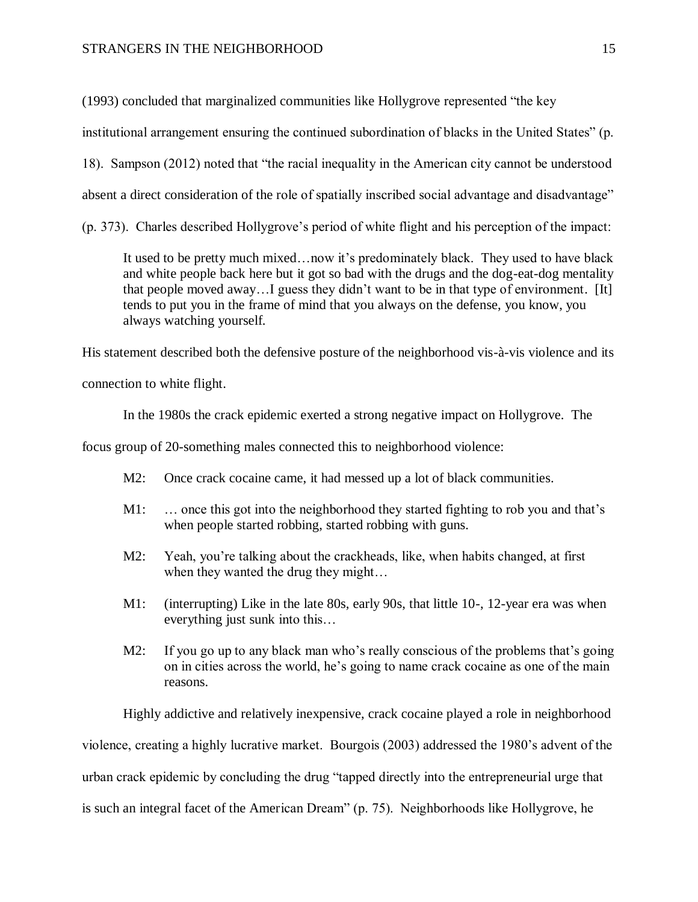(1993) concluded that marginalized communities like Hollygrove represented "the key institutional arrangement ensuring the continued subordination of blacks in the United States" (p. 18). Sampson (2012) noted that "the racial inequality in the American city cannot be understood absent a direct consideration of the role of spatially inscribed social advantage and disadvantage" (p. 373). Charles described Hollygrove's period of white flight and his perception of the impact:

> It used to be pretty much mixed…now it's predominately black. They used to have black and white people back here but it got so bad with the drugs and the dog-eat-dog mentality that people moved away…I guess they didn't want to be in that type of environment. [It] tends to put you in the frame of mind that you always on the defense, you know, you always watching yourself.

His statement described both the defensive posture of the neighborhood vis-à-vis violence and its connection to white flight.

In the 1980s the crack epidemic exerted a strong negative impact on Hollygrove. The focus group of 20-something males connected this to neighborhood violence:

> M2: Once crack cocaine came, it had messed up a lot of black communities.
>
> M1: … once this got into the neighborhood they started fighting to rob you and that's when people started robbing, started robbing with guns.
>
> M2: Yeah, you're talking about the crackheads, like, when habits changed, at first when they wanted the drug they might…
>
> M1: (interrupting) Like in the late 80s, early 90s, that little 10-, 12-year era was when everything just sunk into this…
>
> M2: If you go up to any black man who's really conscious of the problems that's going on in cities across the world, he's going to name crack cocaine as one of the main reasons.

Highly addictive and relatively inexpensive, crack cocaine played a role in neighborhood violence, creating a highly lucrative market. Bourgois (2003) addressed the 1980's advent of the urban crack epidemic by concluding the drug "tapped directly into the entrepreneurial urge that is such an integral facet of the American Dream" (p. 75). Neighborhoods like Hollygrove, he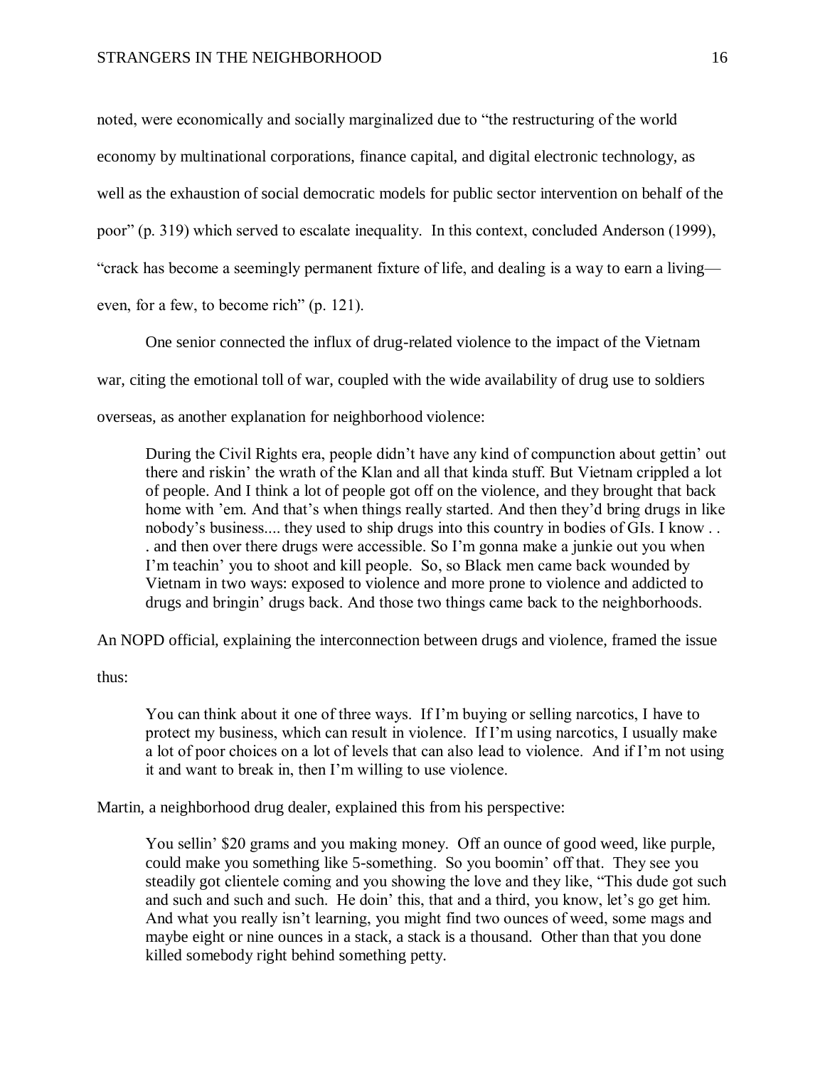noted, were economically and socially marginalized due to "the restructuring of the world economy by multinational corporations, finance capital, and digital electronic technology, as well as the exhaustion of social democratic models for public sector intervention on behalf of the poor" (p. 319) which served to escalate inequality. In this context, concluded Anderson (1999), "crack has become a seemingly permanent fixture of life, and dealing is a way to earn a living—even, for a few, to become rich" (p. 121).

One senior connected the influx of drug-related violence to the impact of the Vietnam war, citing the emotional toll of war, coupled with the wide availability of drug use to soldiers overseas, as another explanation for neighborhood violence:

> During the Civil Rights era, people didn't have any kind of compunction about gettin' out there and riskin' the wrath of the Klan and all that kinda stuff. But Vietnam crippled a lot of people. And I think a lot of people got off on the violence, and they brought that back home with 'em. And that's when things really started. And then they'd bring drugs in like nobody's business.... they used to ship drugs into this country in bodies of GIs. I know . . . and then over there drugs were accessible. So I'm gonna make a junkie out you when I'm teachin' you to shoot and kill people. So, so Black men came back wounded by Vietnam in two ways: exposed to violence and more prone to violence and addicted to drugs and bringin' drugs back. And those two things came back to the neighborhoods.

An NOPD official, explaining the interconnection between drugs and violence, framed the issue thus:

> You can think about it one of three ways. If I'm buying or selling narcotics, I have to protect my business, which can result in violence. If I'm using narcotics, I usually make a lot of poor choices on a lot of levels that can also lead to violence. And if I'm not using it and want to break in, then I'm willing to use violence.

Martin, a neighborhood drug dealer, explained this from his perspective:

> You sellin' $20 grams and you making money. Off an ounce of good weed, like purple, could make you something like 5-something. So you boomin' off that. They see you steadily got clientele coming and you showing the love and they like, "This dude got such and such and such and such. He doin' this, that and a third, you know, let's go get him. And what you really isn't learning, you might find two ounces of weed, some mags and maybe eight or nine ounces in a stack, a stack is a thousand. Other than that you done killed somebody right behind something petty.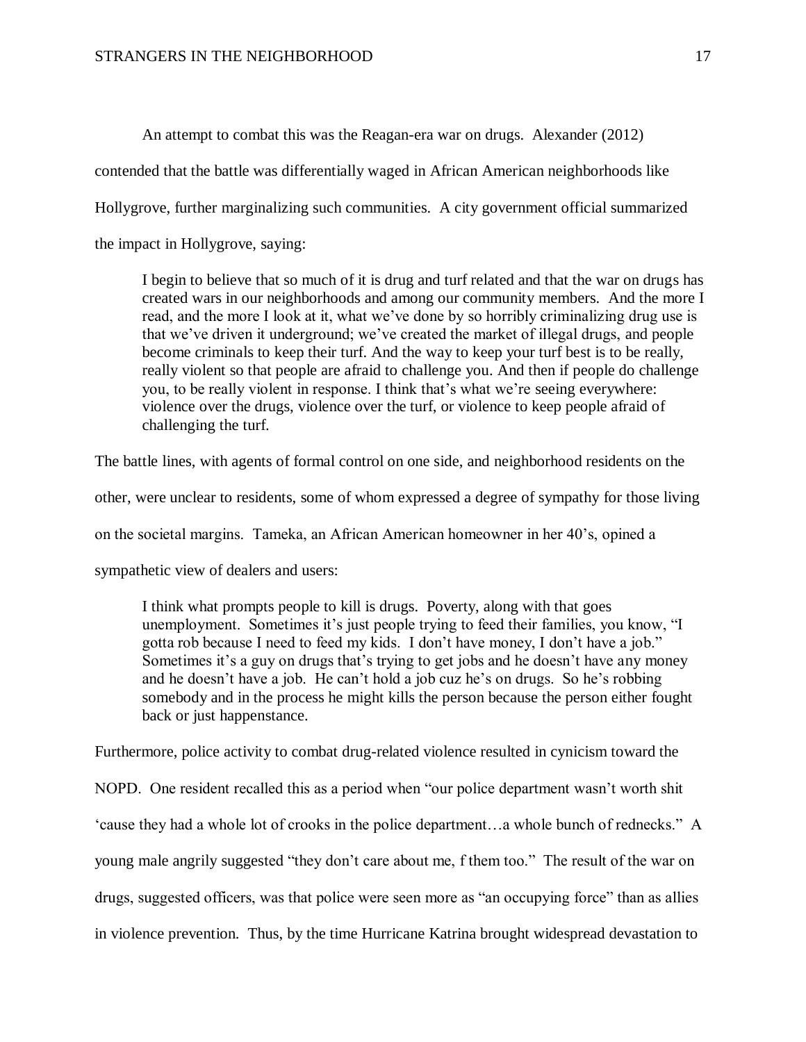An attempt to combat this was the Reagan-era war on drugs. Alexander (2012) contended that the battle was differentially waged in African American neighborhoods like Hollygrove, further marginalizing such communities. A city government official summarized the impact in Hollygrove, saying:

> I begin to believe that so much of it is drug and turf related and that the war on drugs has created wars in our neighborhoods and among our community members. And the more I read, and the more I look at it, what we've done by so horribly criminalizing drug use is that we've driven it underground; we've created the market of illegal drugs, and people become criminals to keep their turf. And the way to keep your turf best is to be really, really violent so that people are afraid to challenge you. And then if people do challenge you, to be really violent in response. I think that's what we're seeing everywhere: violence over the drugs, violence over the turf, or violence to keep people afraid of challenging the turf.

The battle lines, with agents of formal control on one side, and neighborhood residents on the other, were unclear to residents, some of whom expressed a degree of sympathy for those living on the societal margins. Tameka, an African American homeowner in her 40's, opined a sympathetic view of dealers and users:

> I think what prompts people to kill is drugs. Poverty, along with that goes unemployment. Sometimes it's just people trying to feed their families, you know, "I gotta rob because I need to feed my kids. I don't have money, I don't have a job." Sometimes it's a guy on drugs that's trying to get jobs and he doesn't have any money and he doesn't have a job. He can't hold a job cuz he's on drugs. So he's robbing somebody and in the process he might kills the person because the person either fought back or just happenstance.

Furthermore, police activity to combat drug-related violence resulted in cynicism toward the NOPD. One resident recalled this as a period when "our police department wasn't worth shit 'cause they had a whole lot of crooks in the police department…a whole bunch of rednecks." A young male angrily suggested "they don't care about me, f them too." The result of the war on drugs, suggested officers, was that police were seen more as "an occupying force" than as allies in violence prevention. Thus, by the time Hurricane Katrina brought widespread devastation to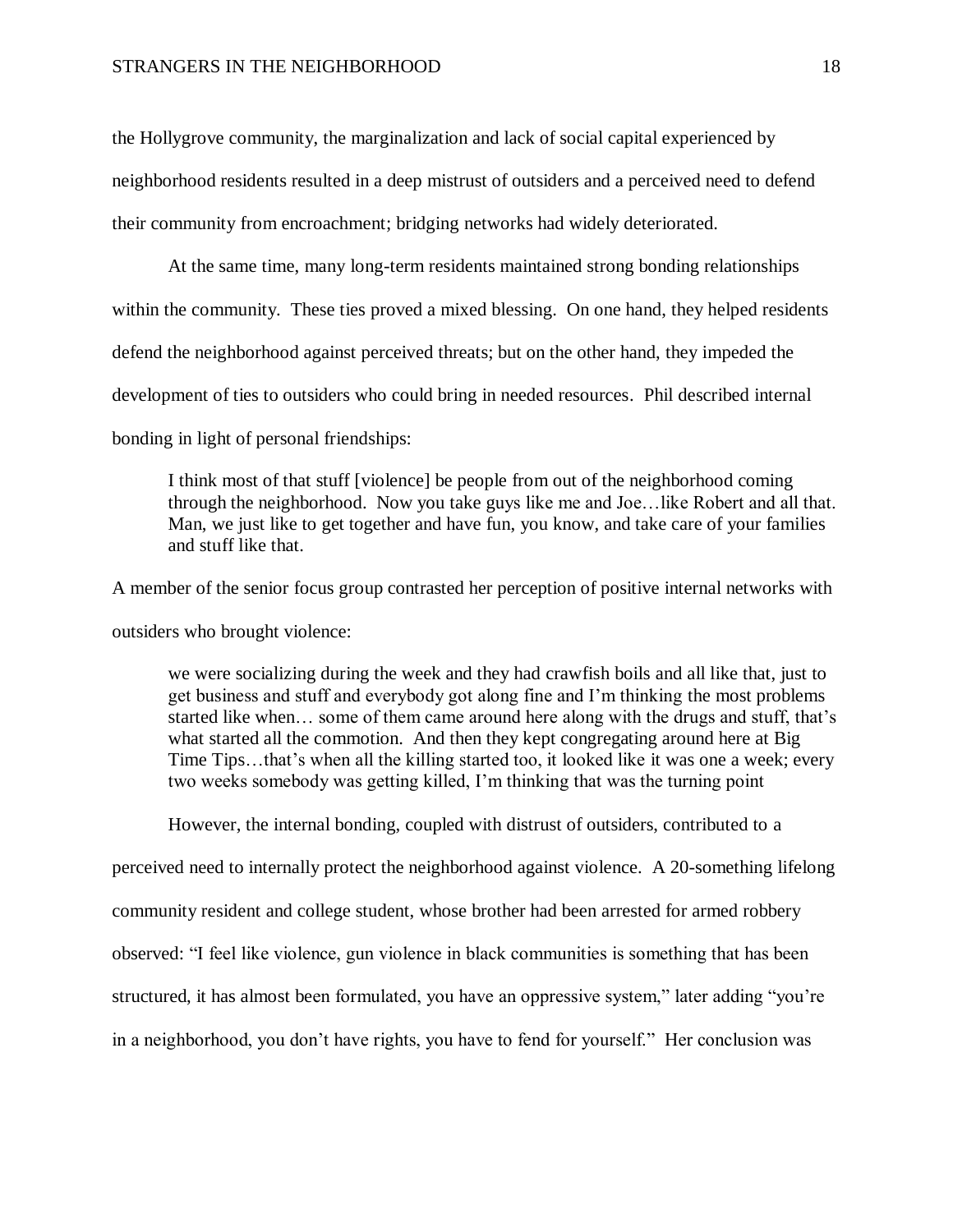the Hollygrove community, the marginalization and lack of social capital experienced by neighborhood residents resulted in a deep mistrust of outsiders and a perceived need to defend their community from encroachment; bridging networks had widely deteriorated.

At the same time, many long-term residents maintained strong bonding relationships within the community. These ties proved a mixed blessing. On one hand, they helped residents defend the neighborhood against perceived threats; but on the other hand, they impeded the development of ties to outsiders who could bring in needed resources. Phil described internal bonding in light of personal friendships:

> I think most of that stuff [violence] be people from out of the neighborhood coming through the neighborhood. Now you take guys like me and Joe…like Robert and all that. Man, we just like to get together and have fun, you know, and take care of your families and stuff like that.

A member of the senior focus group contrasted her perception of positive internal networks with outsiders who brought violence:

> we were socializing during the week and they had crawfish boils and all like that, just to get business and stuff and everybody got along fine and I'm thinking the most problems started like when… some of them came around here along with the drugs and stuff, that's what started all the commotion. And then they kept congregating around here at Big Time Tips…that's when all the killing started too, it looked like it was one a week; every two weeks somebody was getting killed, I'm thinking that was the turning point

However, the internal bonding, coupled with distrust of outsiders, contributed to a perceived need to internally protect the neighborhood against violence. A 20-something lifelong community resident and college student, whose brother had been arrested for armed robbery observed: "I feel like violence, gun violence in black communities is something that has been structured, it has almost been formulated, you have an oppressive system," later adding "you're in a neighborhood, you don't have rights, you have to fend for yourself." Her conclusion was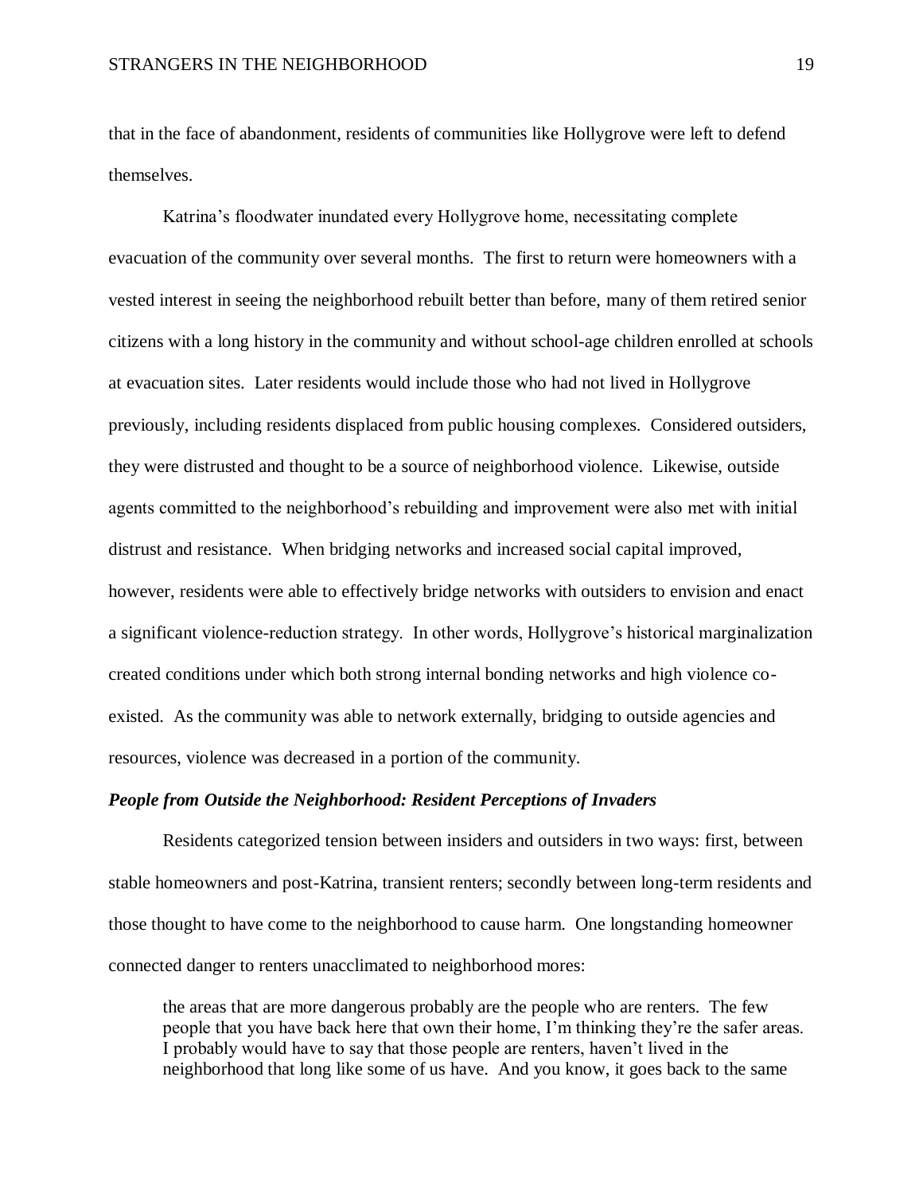that in the face of abandonment, residents of communities like Hollygrove were left to defend themselves.

Katrina's floodwater inundated every Hollygrove home, necessitating complete evacuation of the community over several months. The first to return were homeowners with a vested interest in seeing the neighborhood rebuilt better than before, many of them retired senior citizens with a long history in the community and without school-age children enrolled at schools at evacuation sites. Later residents would include those who had not lived in Hollygrove previously, including residents displaced from public housing complexes. Considered outsiders, they were distrusted and thought to be a source of neighborhood violence. Likewise, outside agents committed to the neighborhood's rebuilding and improvement were also met with initial distrust and resistance. When bridging networks and increased social capital improved, however, residents were able to effectively bridge networks with outsiders to envision and enact a significant violence-reduction strategy. In other words, Hollygrove's historical marginalization created conditions under which both strong internal bonding networks and high violence co-existed. As the community was able to network externally, bridging to outside agencies and resources, violence was decreased in a portion of the community.

### *People from Outside the Neighborhood: Resident Perceptions of Invaders*

Residents categorized tension between insiders and outsiders in two ways: first, between stable homeowners and post-Katrina, transient renters; secondly between long-term residents and those thought to have come to the neighborhood to cause harm. One longstanding homeowner connected danger to renters unacclimated to neighborhood mores:

> the areas that are more dangerous probably are the people who are renters. The few people that you have back here that own their home, I'm thinking they're the safer areas. I probably would have to say that those people are renters, haven't lived in the neighborhood that long like some of us have. And you know, it goes back to the same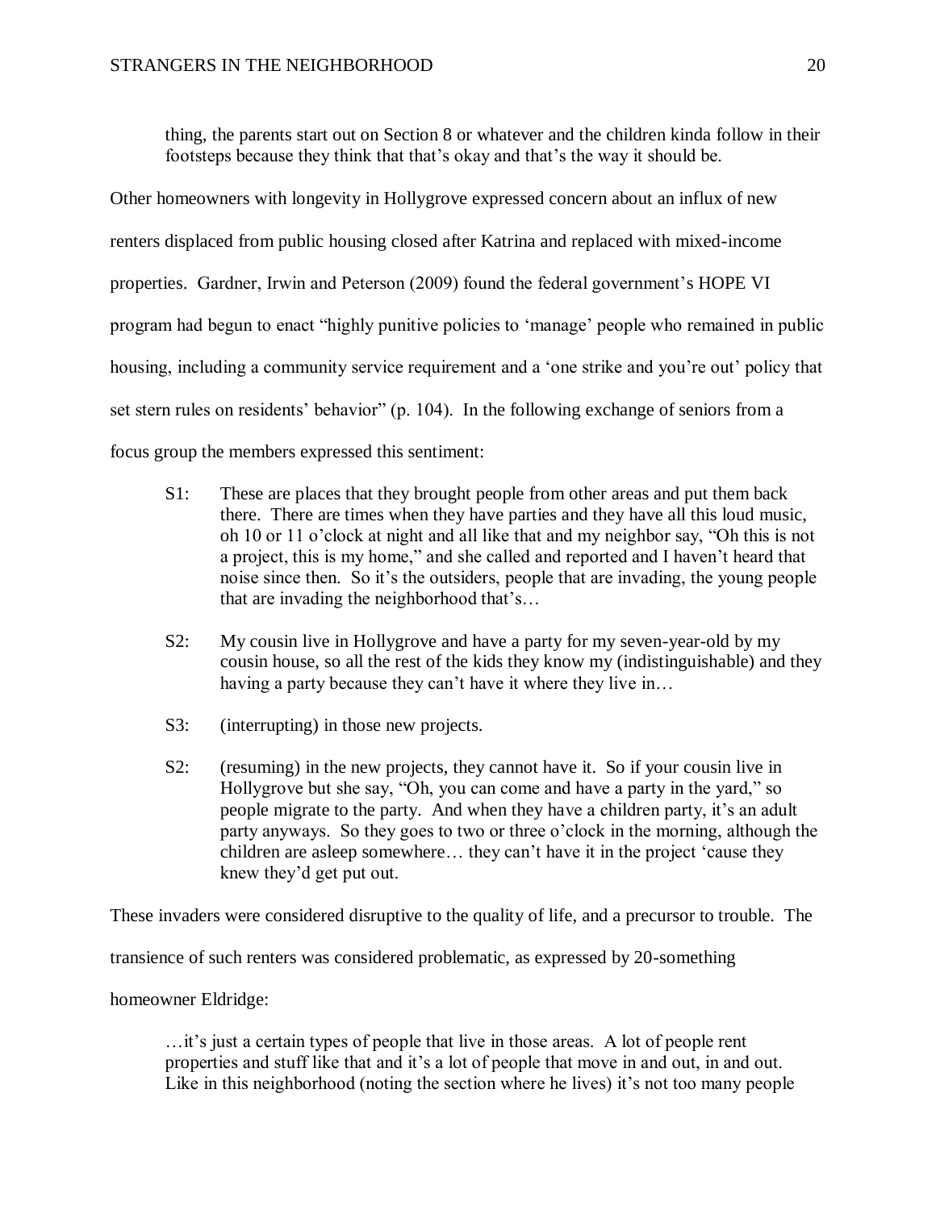> thing, the parents start out on Section 8 or whatever and the children kinda follow in their footsteps because they think that that's okay and that's the way it should be.

Other homeowners with longevity in Hollygrove expressed concern about an influx of new renters displaced from public housing closed after Katrina and replaced with mixed-income properties. Gardner, Irwin and Peterson (2009) found the federal government's HOPE VI program had begun to enact "highly punitive policies to 'manage' people who remained in public housing, including a community service requirement and a 'one strike and you're out' policy that set stern rules on residents' behavior" (p. 104). In the following exchange of seniors from a focus group the members expressed this sentiment:

> S1: These are places that they brought people from other areas and put them back there. There are times when they have parties and they have all this loud music, oh 10 or 11 o'clock at night and all like that and my neighbor say, "Oh this is not a project, this is my home," and she called and reported and I haven't heard that noise since then. So it's the outsiders, people that are invading, the young people that are invading the neighborhood that's…
>
> S2: My cousin live in Hollygrove and have a party for my seven-year-old by my cousin house, so all the rest of the kids they know my (indistinguishable) and they having a party because they can't have it where they live in…
>
> S3: (interrupting) in those new projects.
>
> S2: (resuming) in the new projects, they cannot have it. So if your cousin live in Hollygrove but she say, "Oh, you can come and have a party in the yard," so people migrate to the party. And when they have a children party, it's an adult party anyways. So they goes to two or three o'clock in the morning, although the children are asleep somewhere… they can't have it in the project 'cause they knew they'd get put out.

These invaders were considered disruptive to the quality of life, and a precursor to trouble. The transience of such renters was considered problematic, as expressed by 20-something homeowner Eldridge:

> …it's just a certain types of people that live in those areas. A lot of people rent properties and stuff like that and it's a lot of people that move in and out, in and out. Like in this neighborhood (noting the section where he lives) it's not too many people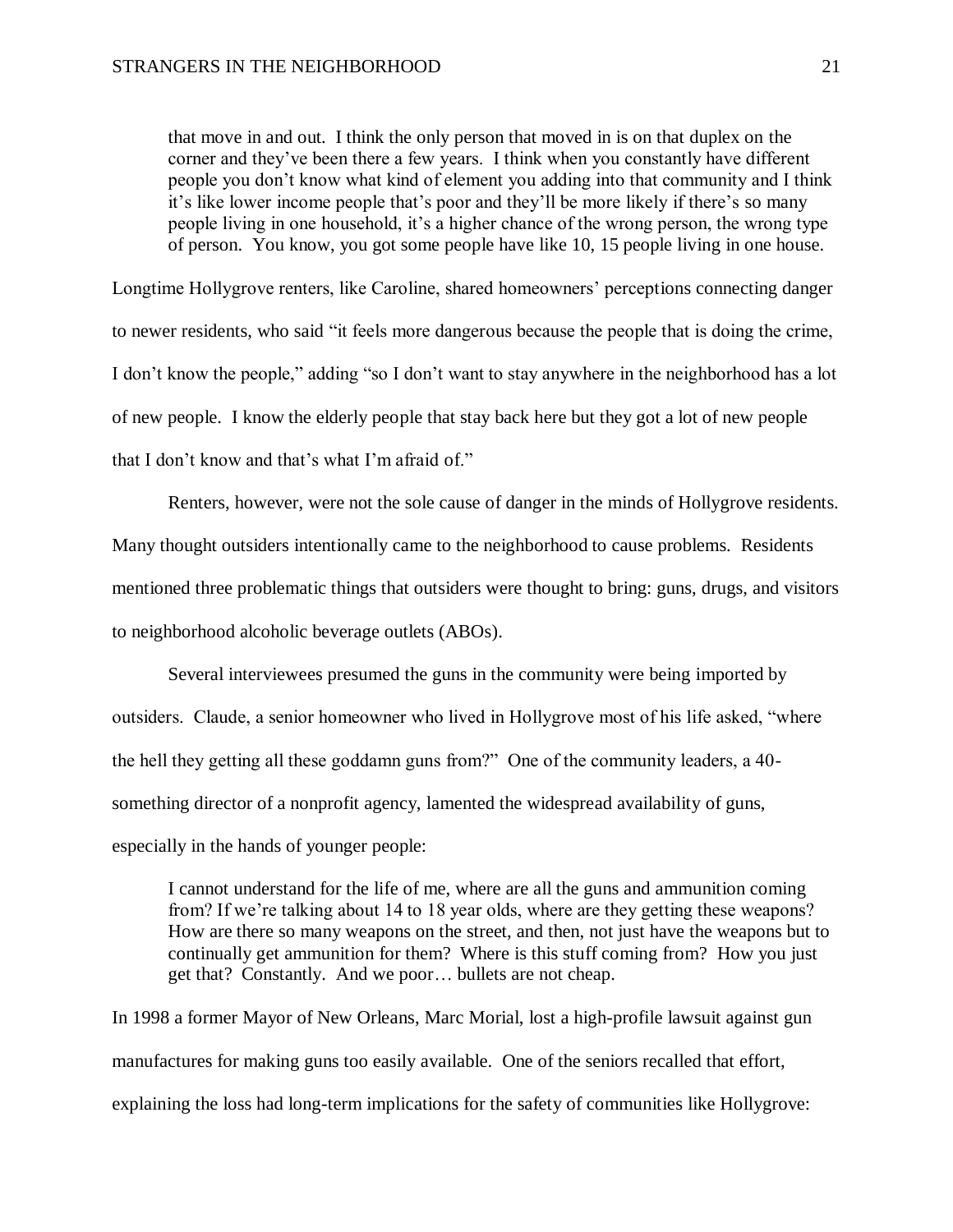> that move in and out. I think the only person that moved in is on that duplex on the corner and they've been there a few years. I think when you constantly have different people you don't know what kind of element you adding into that community and I think it's like lower income people that's poor and they'll be more likely if there's so many people living in one household, it's a higher chance of the wrong person, the wrong type of person. You know, you got some people have like 10, 15 people living in one house.

Longtime Hollygrove renters, like Caroline, shared homeowners' perceptions connecting danger to newer residents, who said "it feels more dangerous because the people that is doing the crime, I don't know the people," adding "so I don't want to stay anywhere in the neighborhood has a lot of new people. I know the elderly people that stay back here but they got a lot of new people that I don't know and that's what I'm afraid of."

Renters, however, were not the sole cause of danger in the minds of Hollygrove residents. Many thought outsiders intentionally came to the neighborhood to cause problems. Residents mentioned three problematic things that outsiders were thought to bring: guns, drugs, and visitors to neighborhood alcoholic beverage outlets (ABOs).

Several interviewees presumed the guns in the community were being imported by outsiders. Claude, a senior homeowner who lived in Hollygrove most of his life asked, "where the hell they getting all these goddamn guns from?" One of the community leaders, a 40-something director of a nonprofit agency, lamented the widespread availability of guns, especially in the hands of younger people:

> I cannot understand for the life of me, where are all the guns and ammunition coming from? If we're talking about 14 to 18 year olds, where are they getting these weapons? How are there so many weapons on the street, and then, not just have the weapons but to continually get ammunition for them? Where is this stuff coming from? How you just get that? Constantly. And we poor… bullets are not cheap.

In 1998 a former Mayor of New Orleans, Marc Morial, lost a high-profile lawsuit against gun manufactures for making guns too easily available. One of the seniors recalled that effort, explaining the loss had long-term implications for the safety of communities like Hollygrove: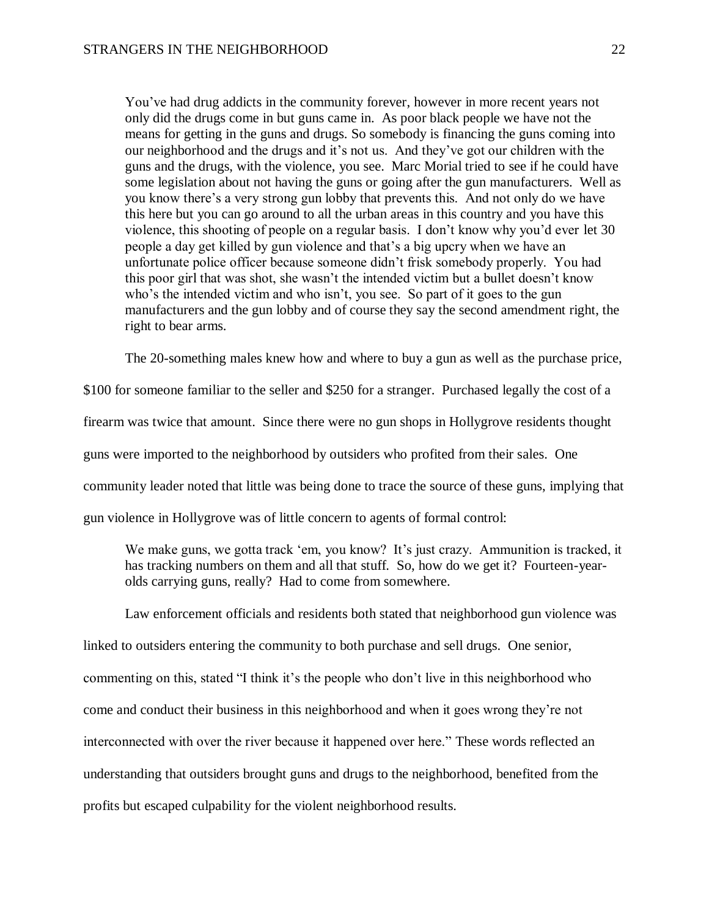> You've had drug addicts in the community forever, however in more recent years not only did the drugs come in but guns came in. As poor black people we have not the means for getting in the guns and drugs. So somebody is financing the guns coming into our neighborhood and the drugs and it's not us. And they've got our children with the guns and the drugs, with the violence, you see. Marc Morial tried to see if he could have some legislation about not having the guns or going after the gun manufacturers. Well as you know there's a very strong gun lobby that prevents this. And not only do we have this here but you can go around to all the urban areas in this country and you have this violence, this shooting of people on a regular basis. I don't know why you'd ever let 30 people a day get killed by gun violence and that's a big upcry when we have an unfortunate police officer because someone didn't frisk somebody properly. You had this poor girl that was shot, she wasn't the intended victim but a bullet doesn't know who's the intended victim and who isn't, you see. So part of it goes to the gun manufacturers and the gun lobby and of course they say the second amendment right, the right to bear arms.

The 20-something males knew how and where to buy a gun as well as the purchase price, \$100 for someone familiar to the seller and \$250 for a stranger. Purchased legally the cost of a firearm was twice that amount. Since there were no gun shops in Hollygrove residents thought guns were imported to the neighborhood by outsiders who profited from their sales. One community leader noted that little was being done to trace the source of these guns, implying that gun violence in Hollygrove was of little concern to agents of formal control:

> We make guns, we gotta track 'em, you know? It's just crazy. Ammunition is tracked, it has tracking numbers on them and all that stuff. So, how do we get it? Fourteen-year-olds carrying guns, really? Had to come from somewhere.

Law enforcement officials and residents both stated that neighborhood gun violence was linked to outsiders entering the community to both purchase and sell drugs. One senior, commenting on this, stated "I think it's the people who don't live in this neighborhood who come and conduct their business in this neighborhood and when it goes wrong they're not interconnected with over the river because it happened over here." These words reflected an understanding that outsiders brought guns and drugs to the neighborhood, benefited from the profits but escaped culpability for the violent neighborhood results.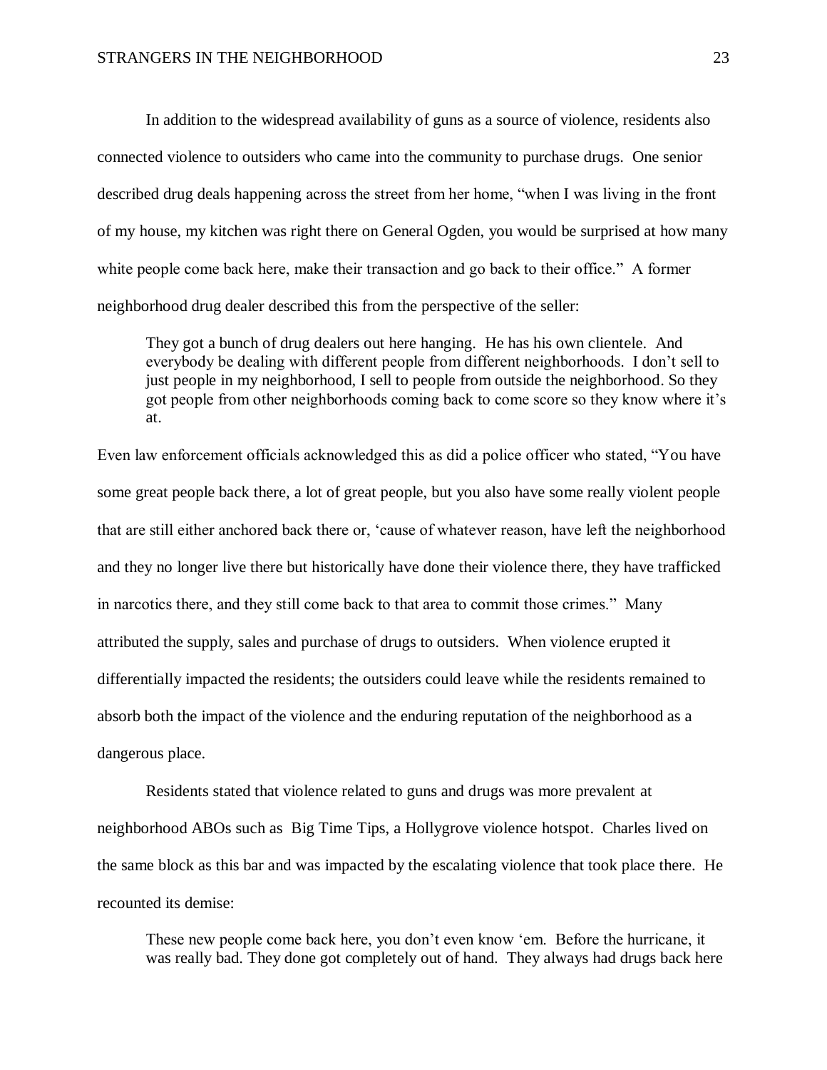In addition to the widespread availability of guns as a source of violence, residents also connected violence to outsiders who came into the community to purchase drugs. One senior described drug deals happening across the street from her home, "when I was living in the front of my house, my kitchen was right there on General Ogden, you would be surprised at how many white people come back here, make their transaction and go back to their office." A former neighborhood drug dealer described this from the perspective of the seller:

> They got a bunch of drug dealers out here hanging. He has his own clientele. And everybody be dealing with different people from different neighborhoods. I don't sell to just people in my neighborhood, I sell to people from outside the neighborhood. So they got people from other neighborhoods coming back to come score so they know where it's at.

Even law enforcement officials acknowledged this as did a police officer who stated, "You have some great people back there, a lot of great people, but you also have some really violent people that are still either anchored back there or, 'cause of whatever reason, have left the neighborhood and they no longer live there but historically have done their violence there, they have trafficked in narcotics there, and they still come back to that area to commit those crimes." Many attributed the supply, sales and purchase of drugs to outsiders. When violence erupted it differentially impacted the residents; the outsiders could leave while the residents remained to absorb both the impact of the violence and the enduring reputation of the neighborhood as a dangerous place.

Residents stated that violence related to guns and drugs was more prevalent at neighborhood ABOs such as Big Time Tips, a Hollygrove violence hotspot. Charles lived on the same block as this bar and was impacted by the escalating violence that took place there. He recounted its demise:

> These new people come back here, you don't even know 'em. Before the hurricane, it was really bad. They done got completely out of hand. They always had drugs back here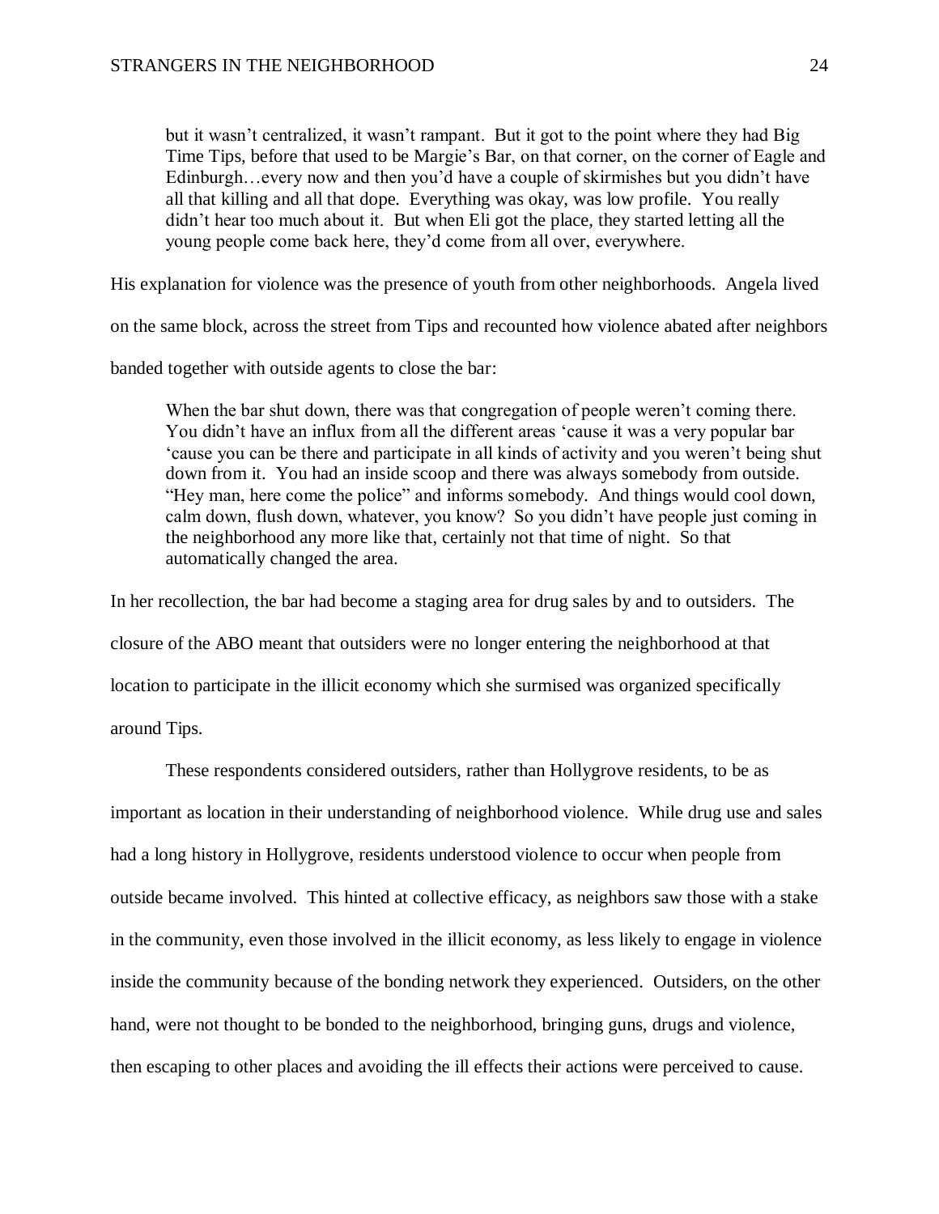> but it wasn't centralized, it wasn't rampant. But it got to the point where they had Big Time Tips, before that used to be Margie's Bar, on that corner, on the corner of Eagle and Edinburgh…every now and then you'd have a couple of skirmishes but you didn't have all that killing and all that dope. Everything was okay, was low profile. You really didn't hear too much about it. But when Eli got the place, they started letting all the young people come back here, they'd come from all over, everywhere.

His explanation for violence was the presence of youth from other neighborhoods. Angela lived on the same block, across the street from Tips and recounted how violence abated after neighbors banded together with outside agents to close the bar:

> When the bar shut down, there was that congregation of people weren't coming there. You didn't have an influx from all the different areas 'cause it was a very popular bar 'cause you can be there and participate in all kinds of activity and you weren't being shut down from it. You had an inside scoop and there was always somebody from outside. "Hey man, here come the police" and informs somebody. And things would cool down, calm down, flush down, whatever, you know? So you didn't have people just coming in the neighborhood any more like that, certainly not that time of night. So that automatically changed the area.

In her recollection, the bar had become a staging area for drug sales by and to outsiders. The closure of the ABO meant that outsiders were no longer entering the neighborhood at that location to participate in the illicit economy which she surmised was organized specifically around Tips.

These respondents considered outsiders, rather than Hollygrove residents, to be as important as location in their understanding of neighborhood violence. While drug use and sales had a long history in Hollygrove, residents understood violence to occur when people from outside became involved. This hinted at collective efficacy, as neighbors saw those with a stake in the community, even those involved in the illicit economy, as less likely to engage in violence inside the community because of the bonding network they experienced. Outsiders, on the other hand, were not thought to be bonded to the neighborhood, bringing guns, drugs and violence, then escaping to other places and avoiding the ill effects their actions were perceived to cause.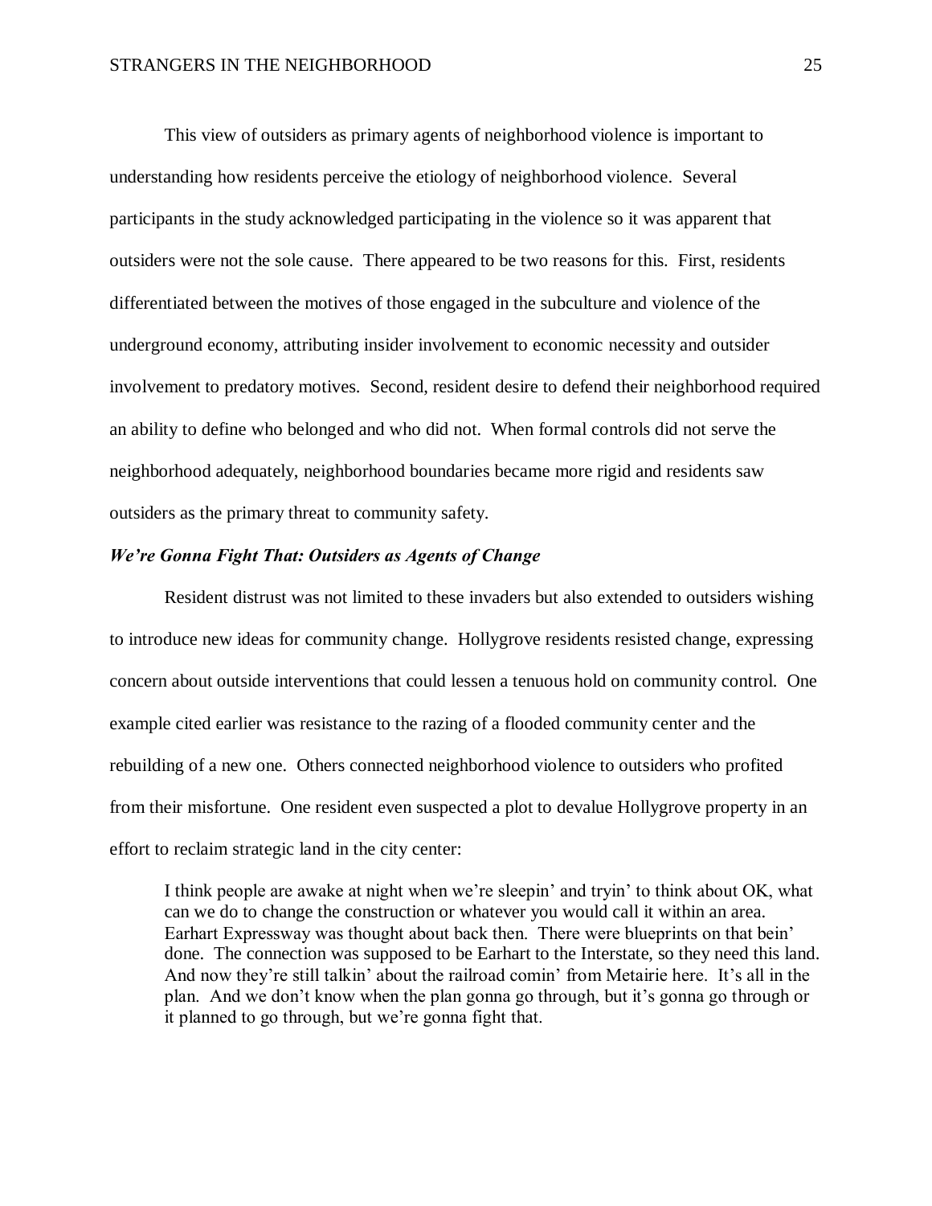This view of outsiders as primary agents of neighborhood violence is important to understanding how residents perceive the etiology of neighborhood violence. Several participants in the study acknowledged participating in the violence so it was apparent that outsiders were not the sole cause. There appeared to be two reasons for this. First, residents differentiated between the motives of those engaged in the subculture and violence of the underground economy, attributing insider involvement to economic necessity and outsider involvement to predatory motives. Second, resident desire to defend their neighborhood required an ability to define who belonged and who did not. When formal controls did not serve the neighborhood adequately, neighborhood boundaries became more rigid and residents saw outsiders as the primary threat to community safety.

### *We're Gonna Fight That: Outsiders as Agents of Change*

Resident distrust was not limited to these invaders but also extended to outsiders wishing to introduce new ideas for community change. Hollygrove residents resisted change, expressing concern about outside interventions that could lessen a tenuous hold on community control. One example cited earlier was resistance to the razing of a flooded community center and the rebuilding of a new one. Others connected neighborhood violence to outsiders who profited from their misfortune. One resident even suspected a plot to devalue Hollygrove property in an effort to reclaim strategic land in the city center:

> I think people are awake at night when we're sleepin' and tryin' to think about OK, what can we do to change the construction or whatever you would call it within an area. Earhart Expressway was thought about back then. There were blueprints on that bein' done. The connection was supposed to be Earhart to the Interstate, so they need this land. And now they're still talkin' about the railroad comin' from Metairie here. It's all in the plan. And we don't know when the plan gonna go through, but it's gonna go through or it planned to go through, but we're gonna fight that.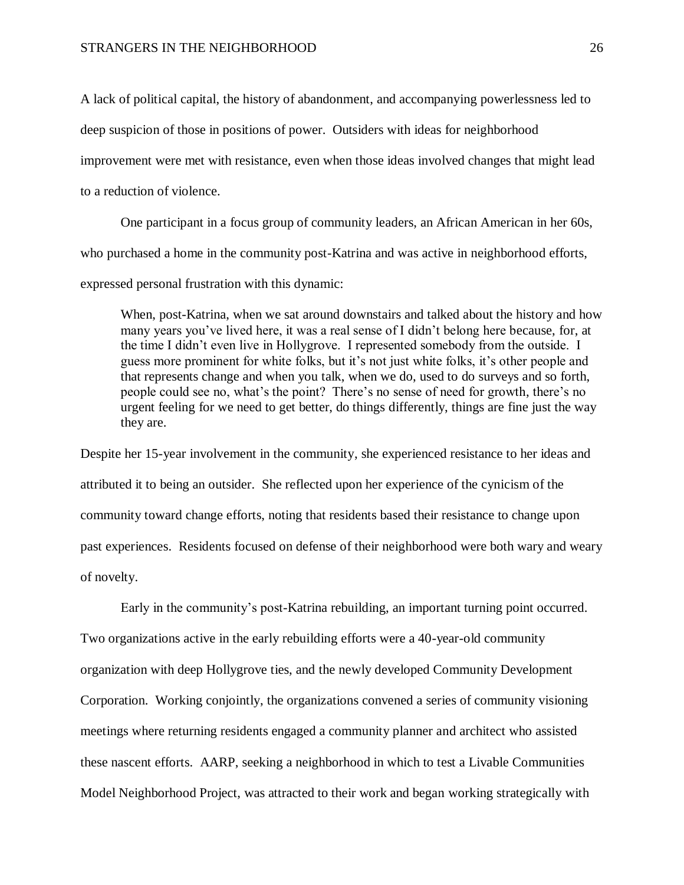A lack of political capital, the history of abandonment, and accompanying powerlessness led to deep suspicion of those in positions of power. Outsiders with ideas for neighborhood improvement were met with resistance, even when those ideas involved changes that might lead to a reduction of violence.

One participant in a focus group of community leaders, an African American in her 60s, who purchased a home in the community post-Katrina and was active in neighborhood efforts, expressed personal frustration with this dynamic:

> When, post-Katrina, when we sat around downstairs and talked about the history and how many years you've lived here, it was a real sense of I didn't belong here because, for, at the time I didn't even live in Hollygrove. I represented somebody from the outside. I guess more prominent for white folks, but it's not just white folks, it's other people and that represents change and when you talk, when we do, used to do surveys and so forth, people could see no, what's the point? There's no sense of need for growth, there's no urgent feeling for we need to get better, do things differently, things are fine just the way they are.

Despite her 15-year involvement in the community, she experienced resistance to her ideas and attributed it to being an outsider. She reflected upon her experience of the cynicism of the community toward change efforts, noting that residents based their resistance to change upon past experiences. Residents focused on defense of their neighborhood were both wary and weary of novelty.

Early in the community's post-Katrina rebuilding, an important turning point occurred. Two organizations active in the early rebuilding efforts were a 40-year-old community organization with deep Hollygrove ties, and the newly developed Community Development Corporation. Working conjointly, the organizations convened a series of community visioning meetings where returning residents engaged a community planner and architect who assisted these nascent efforts. AARP, seeking a neighborhood in which to test a Livable Communities Model Neighborhood Project, was attracted to their work and began working strategically with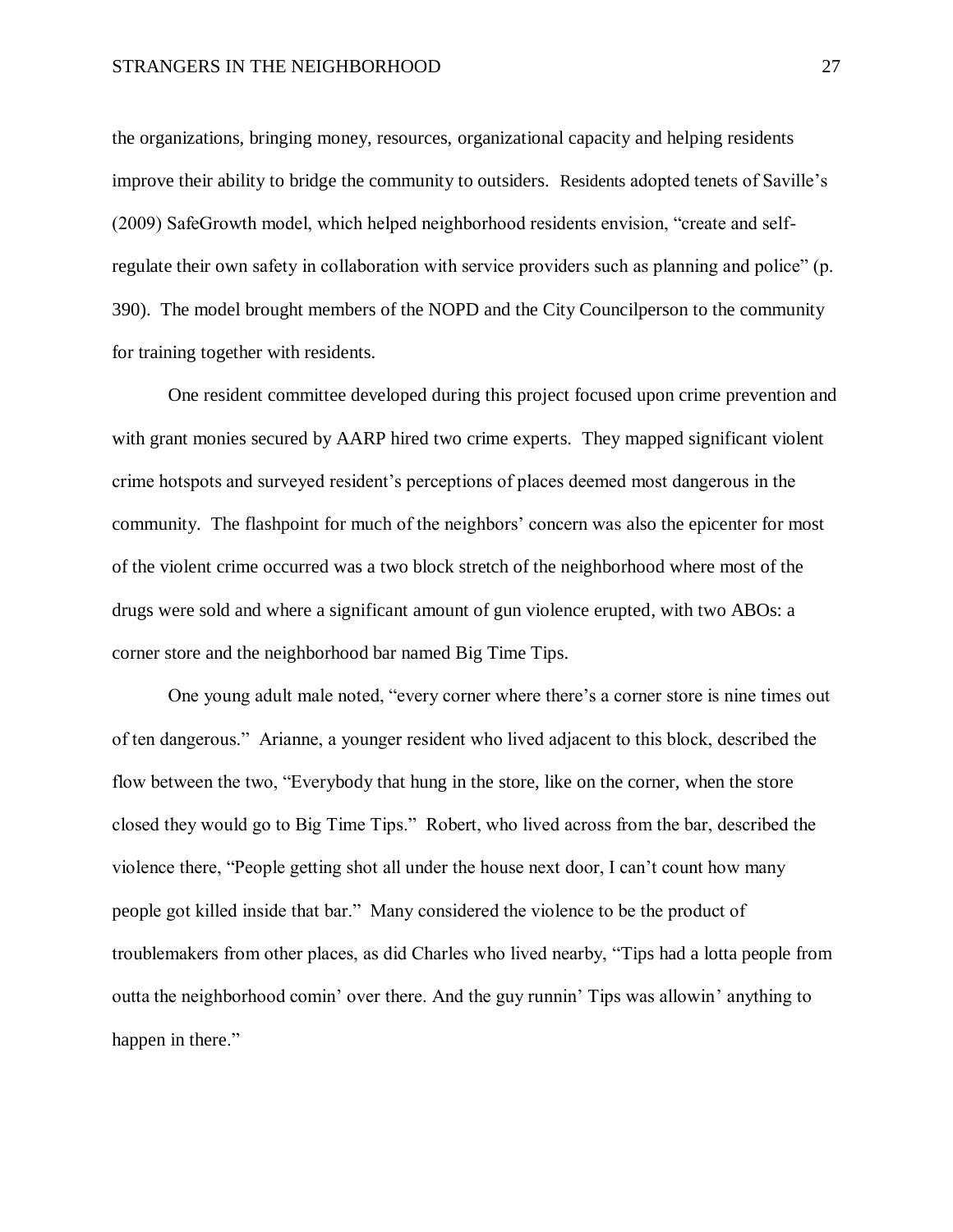the organizations, bringing money, resources, organizational capacity and helping residents improve their ability to bridge the community to outsiders. Residents adopted tenets of Saville's (2009) SafeGrowth model, which helped neighborhood residents envision, "create and self-regulate their own safety in collaboration with service providers such as planning and police" (p. 390). The model brought members of the NOPD and the City Councilperson to the community for training together with residents.

One resident committee developed during this project focused upon crime prevention and with grant monies secured by AARP hired two crime experts. They mapped significant violent crime hotspots and surveyed resident's perceptions of places deemed most dangerous in the community. The flashpoint for much of the neighbors' concern was also the epicenter for most of the violent crime occurred was a two block stretch of the neighborhood where most of the drugs were sold and where a significant amount of gun violence erupted, with two ABOs: a corner store and the neighborhood bar named Big Time Tips.

One young adult male noted, "every corner where there's a corner store is nine times out of ten dangerous." Arianne, a younger resident who lived adjacent to this block, described the flow between the two, "Everybody that hung in the store, like on the corner, when the store closed they would go to Big Time Tips." Robert, who lived across from the bar, described the violence there, "People getting shot all under the house next door, I can't count how many people got killed inside that bar." Many considered the violence to be the product of troublemakers from other places, as did Charles who lived nearby, "Tips had a lotta people from outta the neighborhood comin' over there. And the guy runnin' Tips was allowin' anything to happen in there."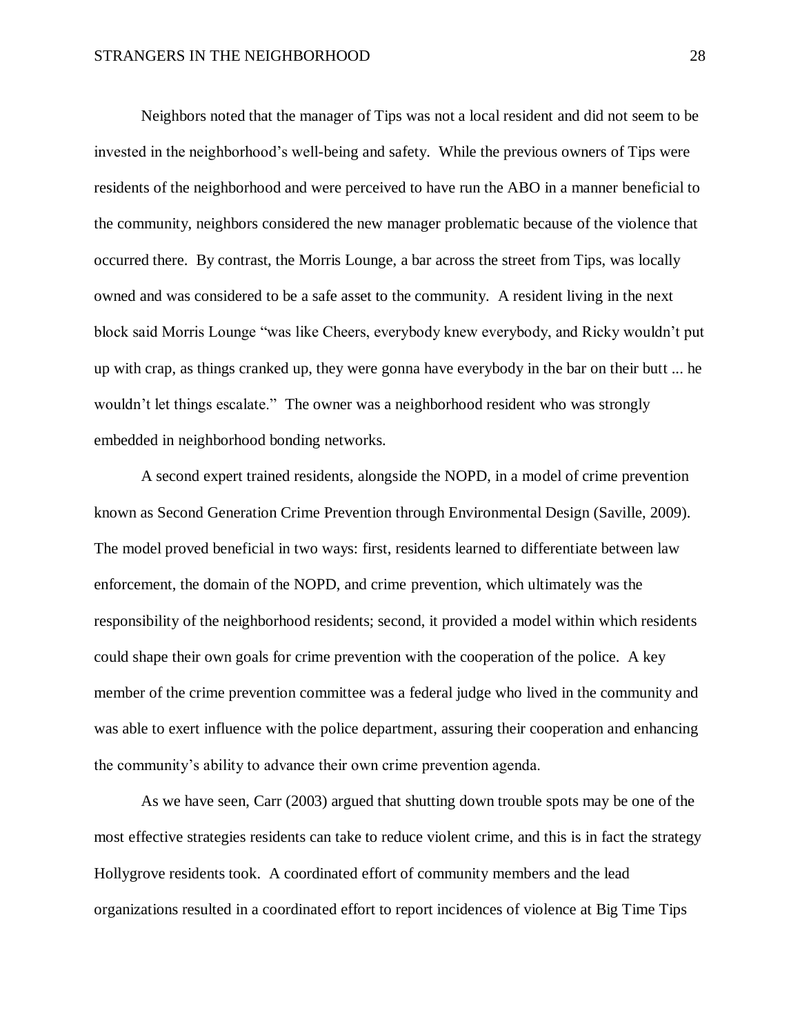Neighbors noted that the manager of Tips was not a local resident and did not seem to be invested in the neighborhood's well-being and safety. While the previous owners of Tips were residents of the neighborhood and were perceived to have run the ABO in a manner beneficial to the community, neighbors considered the new manager problematic because of the violence that occurred there. By contrast, the Morris Lounge, a bar across the street from Tips, was locally owned and was considered to be a safe asset to the community. A resident living in the next block said Morris Lounge "was like Cheers, everybody knew everybody, and Ricky wouldn't put up with crap, as things cranked up, they were gonna have everybody in the bar on their butt ... he wouldn't let things escalate." The owner was a neighborhood resident who was strongly embedded in neighborhood bonding networks.

A second expert trained residents, alongside the NOPD, in a model of crime prevention known as Second Generation Crime Prevention through Environmental Design (Saville, 2009). The model proved beneficial in two ways: first, residents learned to differentiate between law enforcement, the domain of the NOPD, and crime prevention, which ultimately was the responsibility of the neighborhood residents; second, it provided a model within which residents could shape their own goals for crime prevention with the cooperation of the police. A key member of the crime prevention committee was a federal judge who lived in the community and was able to exert influence with the police department, assuring their cooperation and enhancing the community's ability to advance their own crime prevention agenda.

As we have seen, Carr (2003) argued that shutting down trouble spots may be one of the most effective strategies residents can take to reduce violent crime, and this is in fact the strategy Hollygrove residents took. A coordinated effort of community members and the lead organizations resulted in a coordinated effort to report incidences of violence at Big Time Tips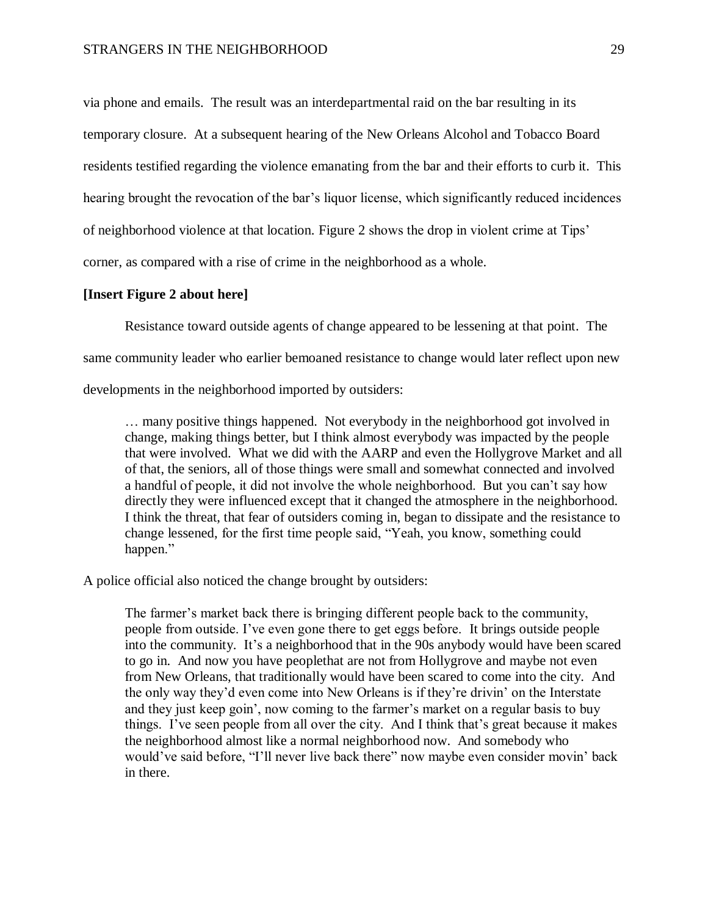via phone and emails. The result was an interdepartmental raid on the bar resulting in its temporary closure. At a subsequent hearing of the New Orleans Alcohol and Tobacco Board residents testified regarding the violence emanating from the bar and their efforts to curb it. This hearing brought the revocation of the bar's liquor license, which significantly reduced incidences of neighborhood violence at that location. Figure 2 shows the drop in violent crime at Tips' corner, as compared with a rise of crime in the neighborhood as a whole.

**[Insert Figure 2 about here]**

Resistance toward outside agents of change appeared to be lessening at that point. The same community leader who earlier bemoaned resistance to change would later reflect upon new developments in the neighborhood imported by outsiders:

> … many positive things happened. Not everybody in the neighborhood got involved in change, making things better, but I think almost everybody was impacted by the people that were involved. What we did with the AARP and even the Hollygrove Market and all of that, the seniors, all of those things were small and somewhat connected and involved a handful of people, it did not involve the whole neighborhood. But you can't say how directly they were influenced except that it changed the atmosphere in the neighborhood. I think the threat, that fear of outsiders coming in, began to dissipate and the resistance to change lessened, for the first time people said, "Yeah, you know, something could happen."

A police official also noticed the change brought by outsiders:

> The farmer's market back there is bringing different people back to the community, people from outside. I've even gone there to get eggs before. It brings outside people into the community. It's a neighborhood that in the 90s anybody would have been scared to go in. And now you have peoplethat are not from Hollygrove and maybe not even from New Orleans, that traditionally would have been scared to come into the city. And the only way they'd even come into New Orleans is if they're drivin' on the Interstate and they just keep goin', now coming to the farmer's market on a regular basis to buy things. I've seen people from all over the city. And I think that's great because it makes the neighborhood almost like a normal neighborhood now. And somebody who would've said before, "I'll never live back there" now maybe even consider movin' back in there.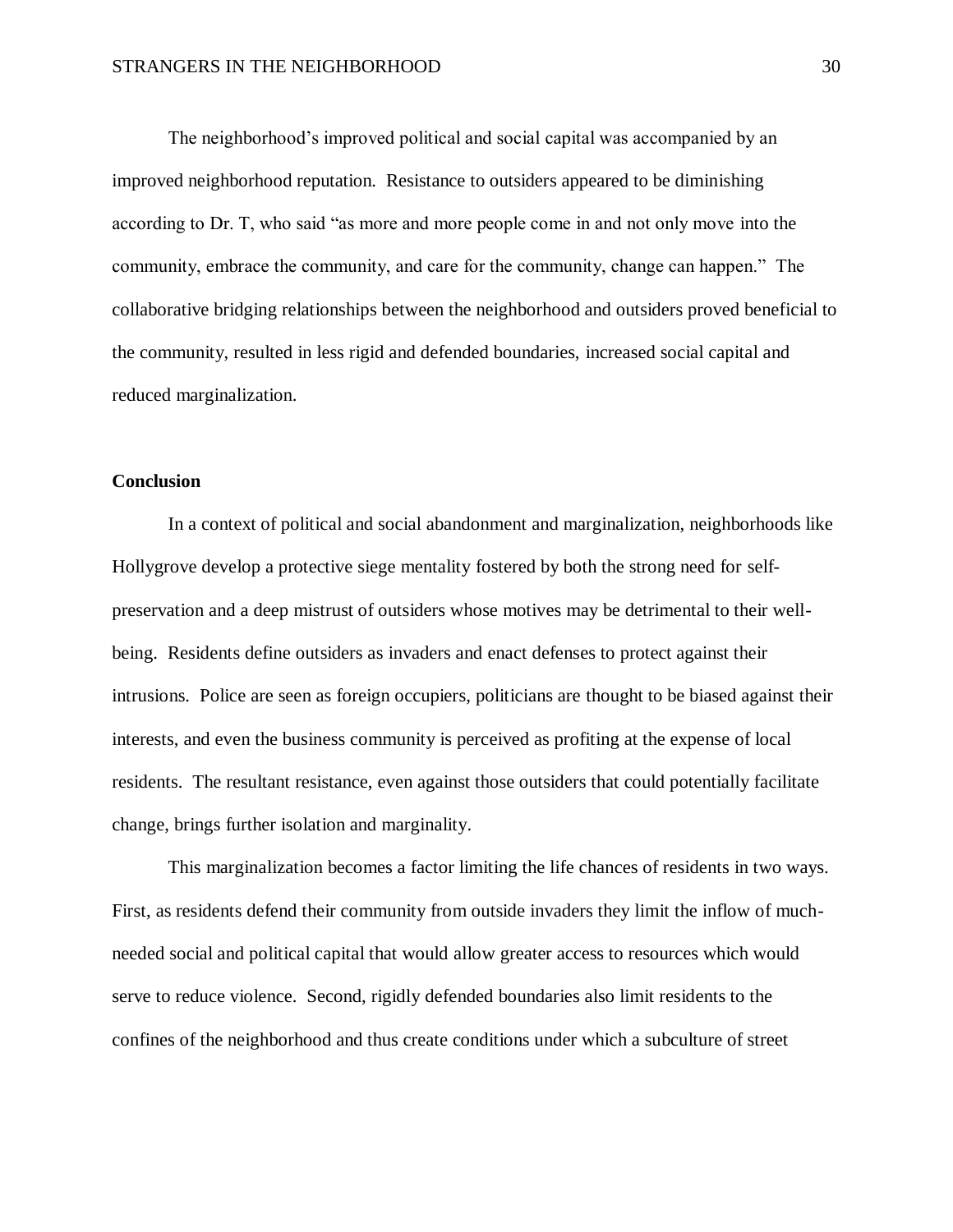The neighborhood's improved political and social capital was accompanied by an improved neighborhood reputation. Resistance to outsiders appeared to be diminishing according to Dr. T, who said "as more and more people come in and not only move into the community, embrace the community, and care for the community, change can happen." The collaborative bridging relationships between the neighborhood and outsiders proved beneficial to the community, resulted in less rigid and defended boundaries, increased social capital and reduced marginalization.

## Conclusion

In a context of political and social abandonment and marginalization, neighborhoods like Hollygrove develop a protective siege mentality fostered by both the strong need for self-preservation and a deep mistrust of outsiders whose motives may be detrimental to their well-being. Residents define outsiders as invaders and enact defenses to protect against their intrusions. Police are seen as foreign occupiers, politicians are thought to be biased against their interests, and even the business community is perceived as profiting at the expense of local residents. The resultant resistance, even against those outsiders that could potentially facilitate change, brings further isolation and marginality.

This marginalization becomes a factor limiting the life chances of residents in two ways. First, as residents defend their community from outside invaders they limit the inflow of much-needed social and political capital that would allow greater access to resources which would serve to reduce violence. Second, rigidly defended boundaries also limit residents to the confines of the neighborhood and thus create conditions under which a subculture of street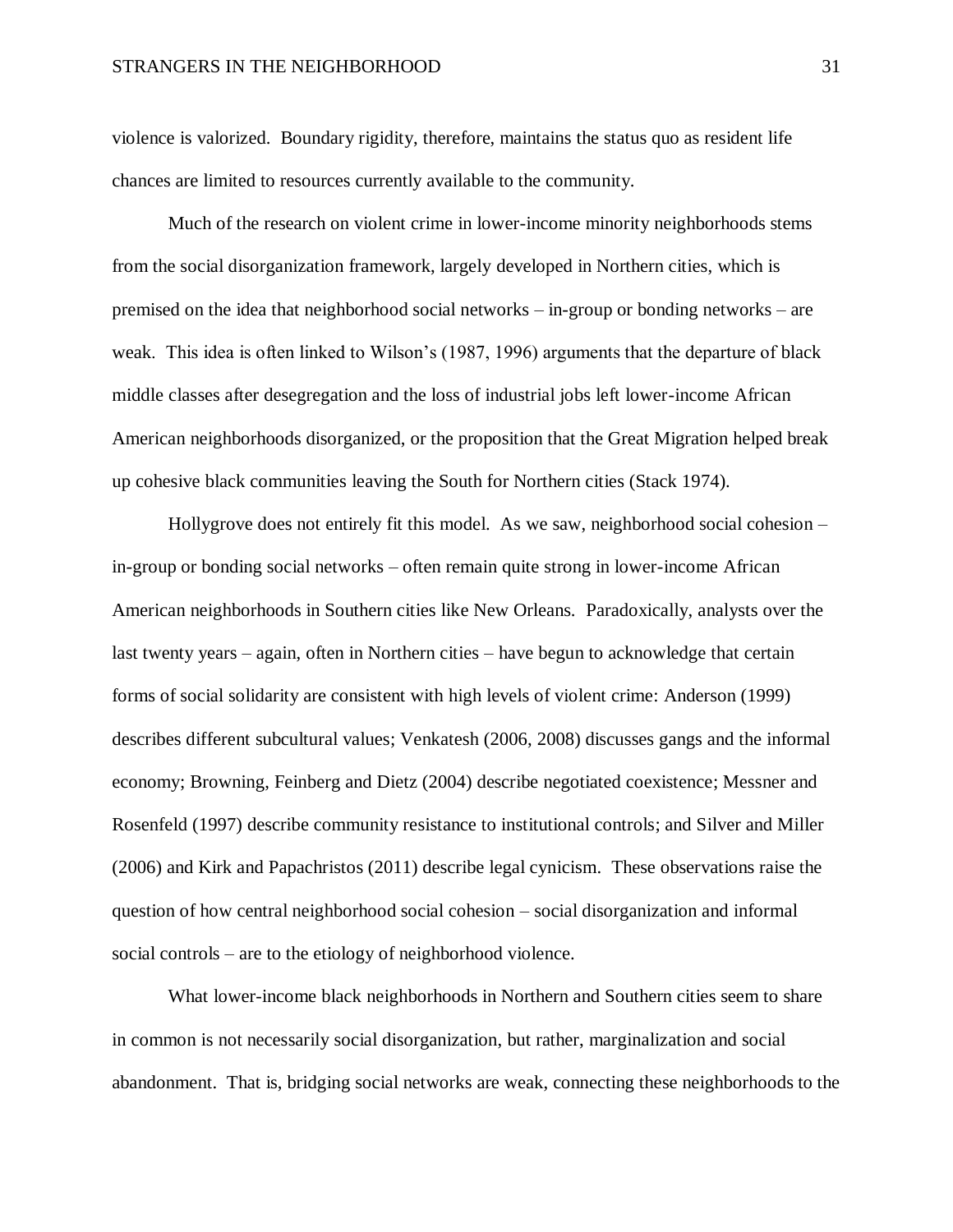violence is valorized. Boundary rigidity, therefore, maintains the status quo as resident life chances are limited to resources currently available to the community.

Much of the research on violent crime in lower-income minority neighborhoods stems from the social disorganization framework, largely developed in Northern cities, which is premised on the idea that neighborhood social networks – in-group or bonding networks – are weak. This idea is often linked to Wilson's (1987, 1996) arguments that the departure of black middle classes after desegregation and the loss of industrial jobs left lower-income African American neighborhoods disorganized, or the proposition that the Great Migration helped break up cohesive black communities leaving the South for Northern cities (Stack 1974).

Hollygrove does not entirely fit this model. As we saw, neighborhood social cohesion – in-group or bonding social networks – often remain quite strong in lower-income African American neighborhoods in Southern cities like New Orleans. Paradoxically, analysts over the last twenty years – again, often in Northern cities – have begun to acknowledge that certain forms of social solidarity are consistent with high levels of violent crime: Anderson (1999) describes different subcultural values; Venkatesh (2006, 2008) discusses gangs and the informal economy; Browning, Feinberg and Dietz (2004) describe negotiated coexistence; Messner and Rosenfeld (1997) describe community resistance to institutional controls; and Silver and Miller (2006) and Kirk and Papachristos (2011) describe legal cynicism. These observations raise the question of how central neighborhood social cohesion – social disorganization and informal social controls – are to the etiology of neighborhood violence.

What lower-income black neighborhoods in Northern and Southern cities seem to share in common is not necessarily social disorganization, but rather, marginalization and social abandonment. That is, bridging social networks are weak, connecting these neighborhoods to the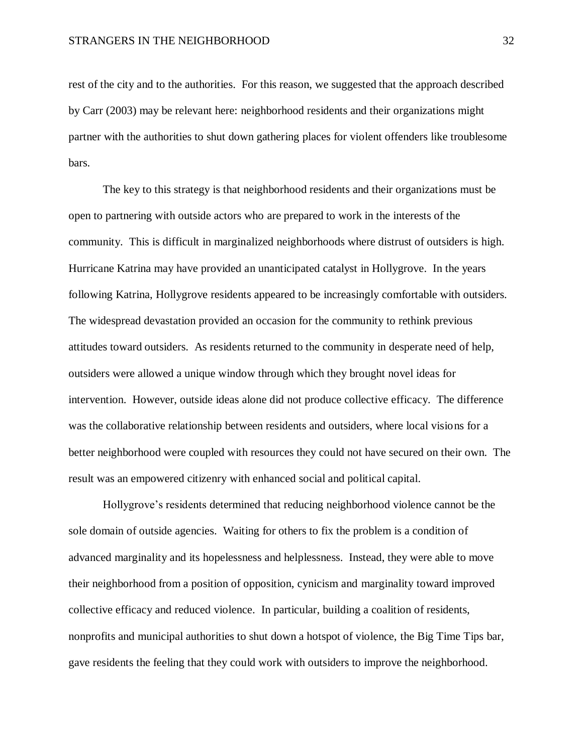rest of the city and to the authorities. For this reason, we suggested that the approach described by Carr (2003) may be relevant here: neighborhood residents and their organizations might partner with the authorities to shut down gathering places for violent offenders like troublesome bars.

The key to this strategy is that neighborhood residents and their organizations must be open to partnering with outside actors who are prepared to work in the interests of the community. This is difficult in marginalized neighborhoods where distrust of outsiders is high. Hurricane Katrina may have provided an unanticipated catalyst in Hollygrove. In the years following Katrina, Hollygrove residents appeared to be increasingly comfortable with outsiders. The widespread devastation provided an occasion for the community to rethink previous attitudes toward outsiders. As residents returned to the community in desperate need of help, outsiders were allowed a unique window through which they brought novel ideas for intervention. However, outside ideas alone did not produce collective efficacy. The difference was the collaborative relationship between residents and outsiders, where local visions for a better neighborhood were coupled with resources they could not have secured on their own. The result was an empowered citizenry with enhanced social and political capital.

Hollygrove's residents determined that reducing neighborhood violence cannot be the sole domain of outside agencies. Waiting for others to fix the problem is a condition of advanced marginality and its hopelessness and helplessness. Instead, they were able to move their neighborhood from a position of opposition, cynicism and marginality toward improved collective efficacy and reduced violence. In particular, building a coalition of residents, nonprofits and municipal authorities to shut down a hotspot of violence, the Big Time Tips bar, gave residents the feeling that they could work with outsiders to improve the neighborhood.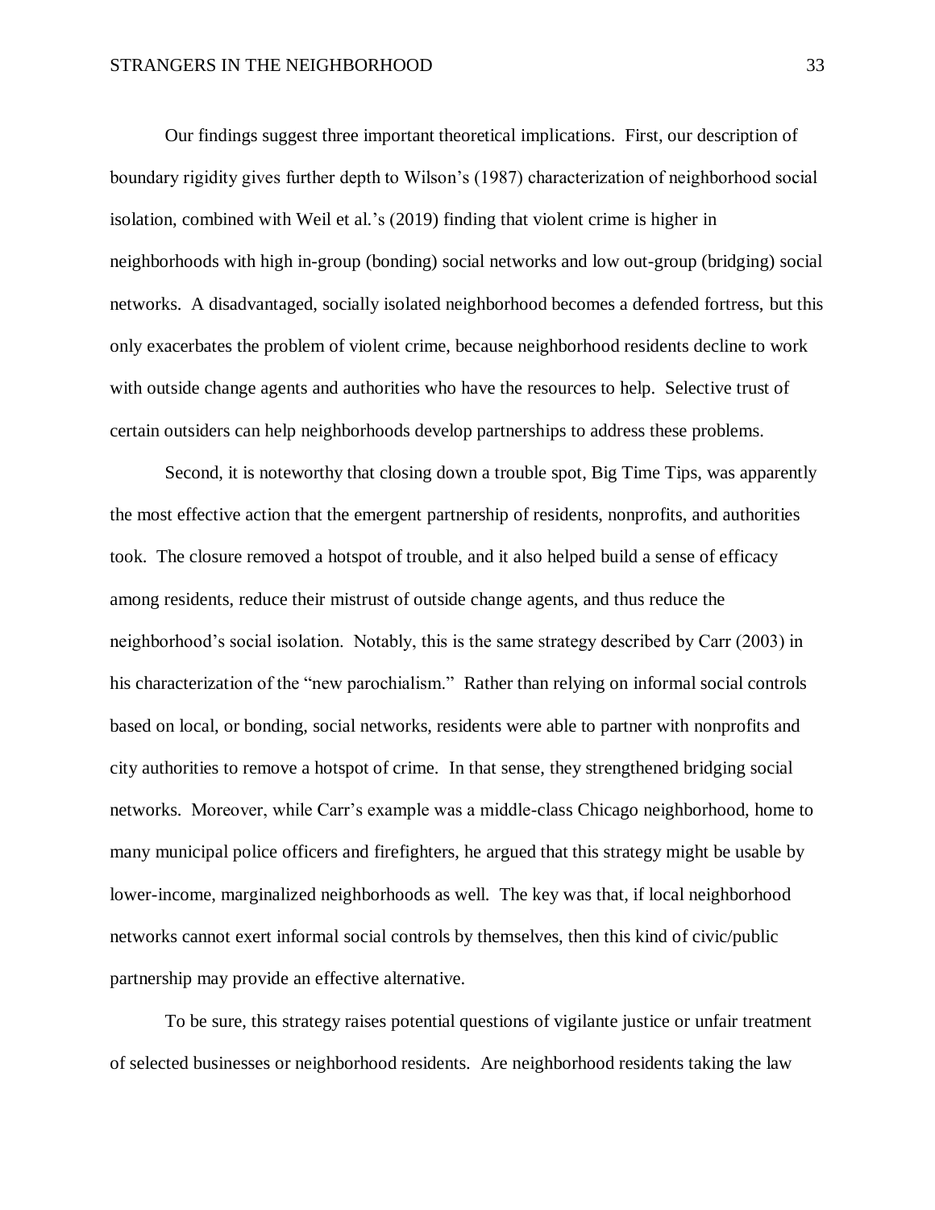Our findings suggest three important theoretical implications. First, our description of boundary rigidity gives further depth to Wilson's (1987) characterization of neighborhood social isolation, combined with Weil et al.'s (2019) finding that violent crime is higher in neighborhoods with high in-group (bonding) social networks and low out-group (bridging) social networks. A disadvantaged, socially isolated neighborhood becomes a defended fortress, but this only exacerbates the problem of violent crime, because neighborhood residents decline to work with outside change agents and authorities who have the resources to help. Selective trust of certain outsiders can help neighborhoods develop partnerships to address these problems.

Second, it is noteworthy that closing down a trouble spot, Big Time Tips, was apparently the most effective action that the emergent partnership of residents, nonprofits, and authorities took. The closure removed a hotspot of trouble, and it also helped build a sense of efficacy among residents, reduce their mistrust of outside change agents, and thus reduce the neighborhood's social isolation. Notably, this is the same strategy described by Carr (2003) in his characterization of the "new parochialism." Rather than relying on informal social controls based on local, or bonding, social networks, residents were able to partner with nonprofits and city authorities to remove a hotspot of crime. In that sense, they strengthened bridging social networks. Moreover, while Carr's example was a middle-class Chicago neighborhood, home to many municipal police officers and firefighters, he argued that this strategy might be usable by lower-income, marginalized neighborhoods as well. The key was that, if local neighborhood networks cannot exert informal social controls by themselves, then this kind of civic/public partnership may provide an effective alternative.

To be sure, this strategy raises potential questions of vigilante justice or unfair treatment of selected businesses or neighborhood residents. Are neighborhood residents taking the law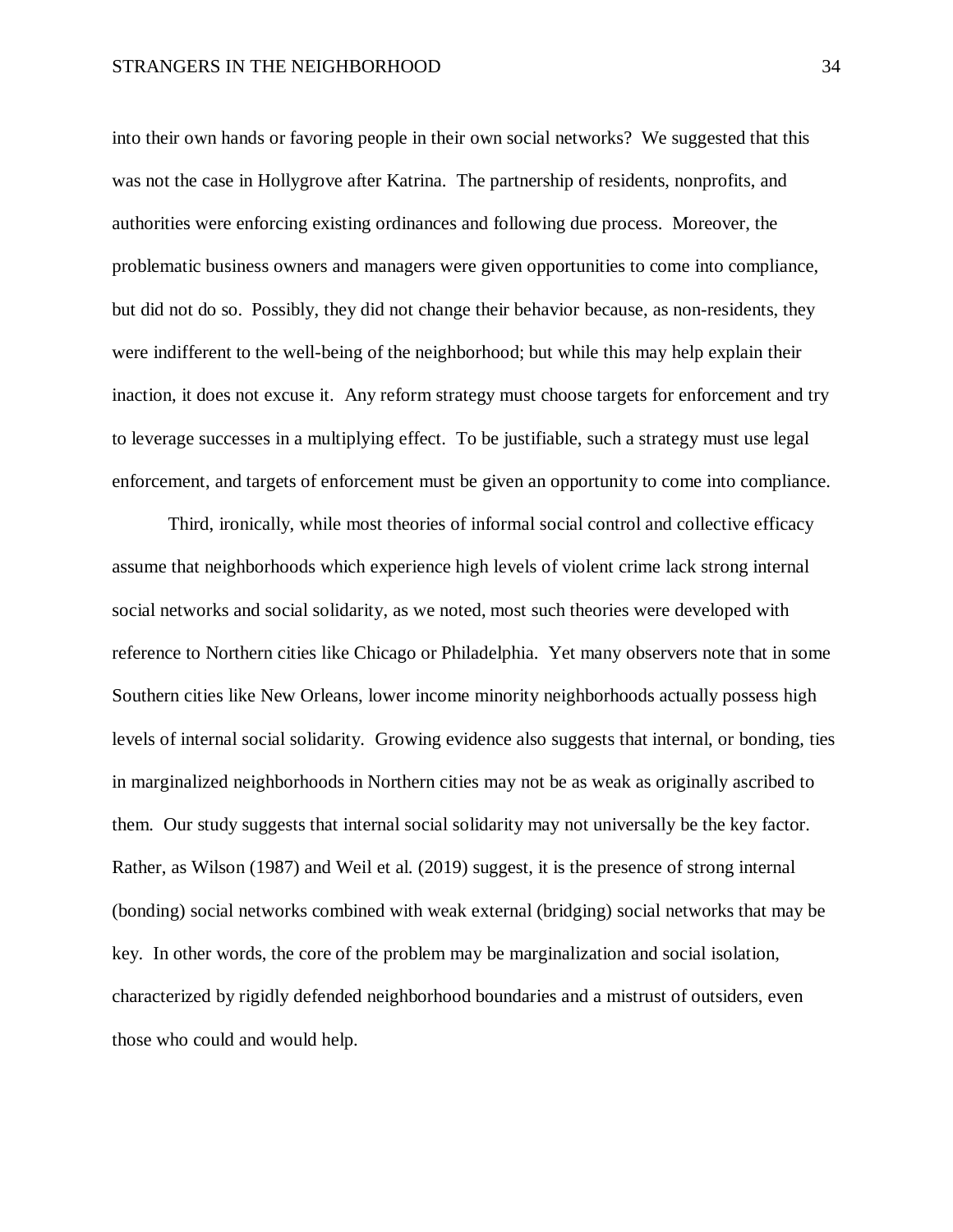into their own hands or favoring people in their own social networks? We suggested that this was not the case in Hollygrove after Katrina. The partnership of residents, nonprofits, and authorities were enforcing existing ordinances and following due process. Moreover, the problematic business owners and managers were given opportunities to come into compliance, but did not do so. Possibly, they did not change their behavior because, as non-residents, they were indifferent to the well-being of the neighborhood; but while this may help explain their inaction, it does not excuse it. Any reform strategy must choose targets for enforcement and try to leverage successes in a multiplying effect. To be justifiable, such a strategy must use legal enforcement, and targets of enforcement must be given an opportunity to come into compliance.

Third, ironically, while most theories of informal social control and collective efficacy assume that neighborhoods which experience high levels of violent crime lack strong internal social networks and social solidarity, as we noted, most such theories were developed with reference to Northern cities like Chicago or Philadelphia. Yet many observers note that in some Southern cities like New Orleans, lower income minority neighborhoods actually possess high levels of internal social solidarity. Growing evidence also suggests that internal, or bonding, ties in marginalized neighborhoods in Northern cities may not be as weak as originally ascribed to them. Our study suggests that internal social solidarity may not universally be the key factor. Rather, as Wilson (1987) and Weil et al. (2019) suggest, it is the presence of strong internal (bonding) social networks combined with weak external (bridging) social networks that may be key. In other words, the core of the problem may be marginalization and social isolation, characterized by rigidly defended neighborhood boundaries and a mistrust of outsiders, even those who could and would help.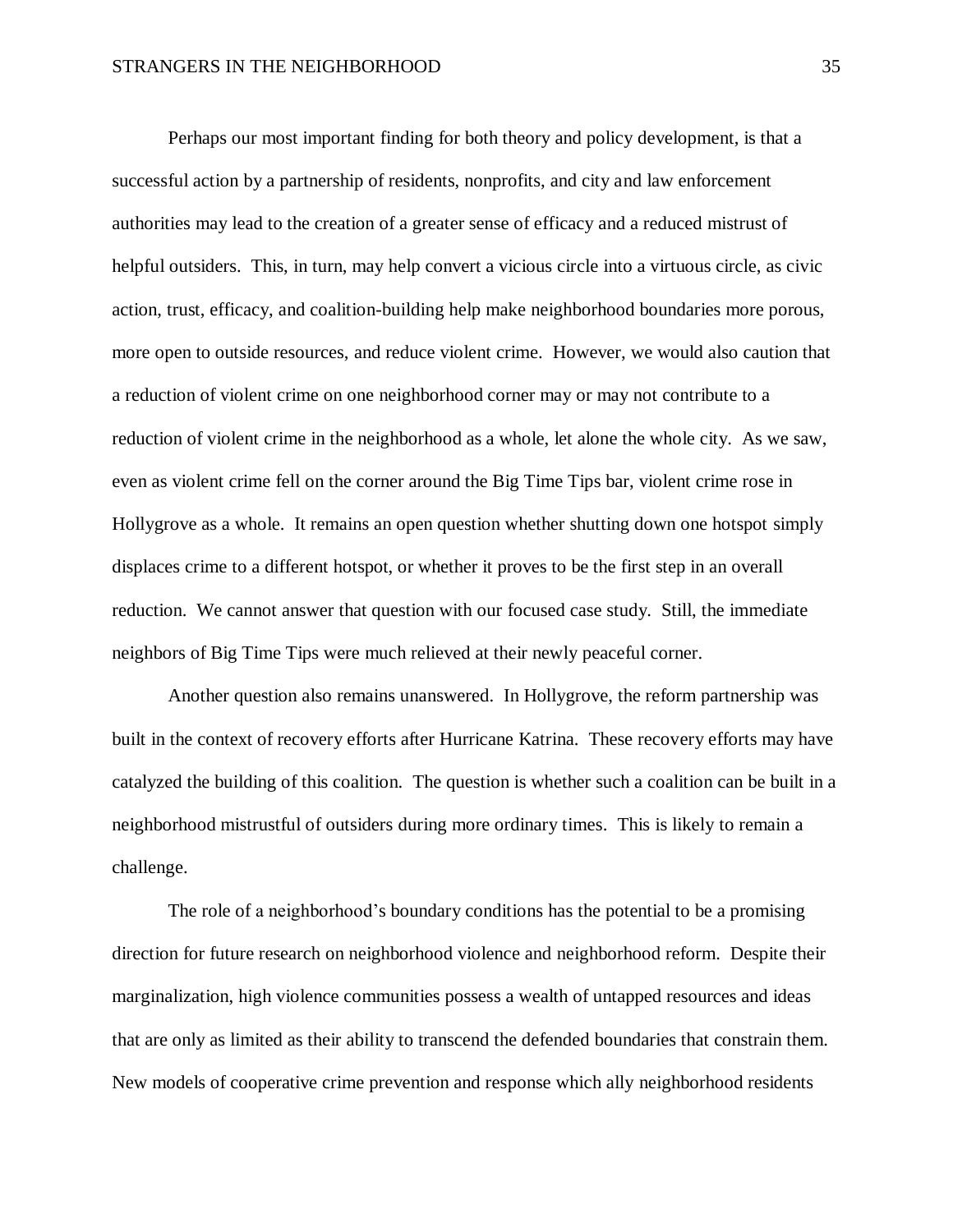Perhaps our most important finding for both theory and policy development, is that a successful action by a partnership of residents, nonprofits, and city and law enforcement authorities may lead to the creation of a greater sense of efficacy and a reduced mistrust of helpful outsiders. This, in turn, may help convert a vicious circle into a virtuous circle, as civic action, trust, efficacy, and coalition-building help make neighborhood boundaries more porous, more open to outside resources, and reduce violent crime. However, we would also caution that a reduction of violent crime on one neighborhood corner may or may not contribute to a reduction of violent crime in the neighborhood as a whole, let alone the whole city. As we saw, even as violent crime fell on the corner around the Big Time Tips bar, violent crime rose in Hollygrove as a whole. It remains an open question whether shutting down one hotspot simply displaces crime to a different hotspot, or whether it proves to be the first step in an overall reduction. We cannot answer that question with our focused case study. Still, the immediate neighbors of Big Time Tips were much relieved at their newly peaceful corner.

Another question also remains unanswered. In Hollygrove, the reform partnership was built in the context of recovery efforts after Hurricane Katrina. These recovery efforts may have catalyzed the building of this coalition. The question is whether such a coalition can be built in a neighborhood mistrustful of outsiders during more ordinary times. This is likely to remain a challenge.

The role of a neighborhood's boundary conditions has the potential to be a promising direction for future research on neighborhood violence and neighborhood reform. Despite their marginalization, high violence communities possess a wealth of untapped resources and ideas that are only as limited as their ability to transcend the defended boundaries that constrain them. New models of cooperative crime prevention and response which ally neighborhood residents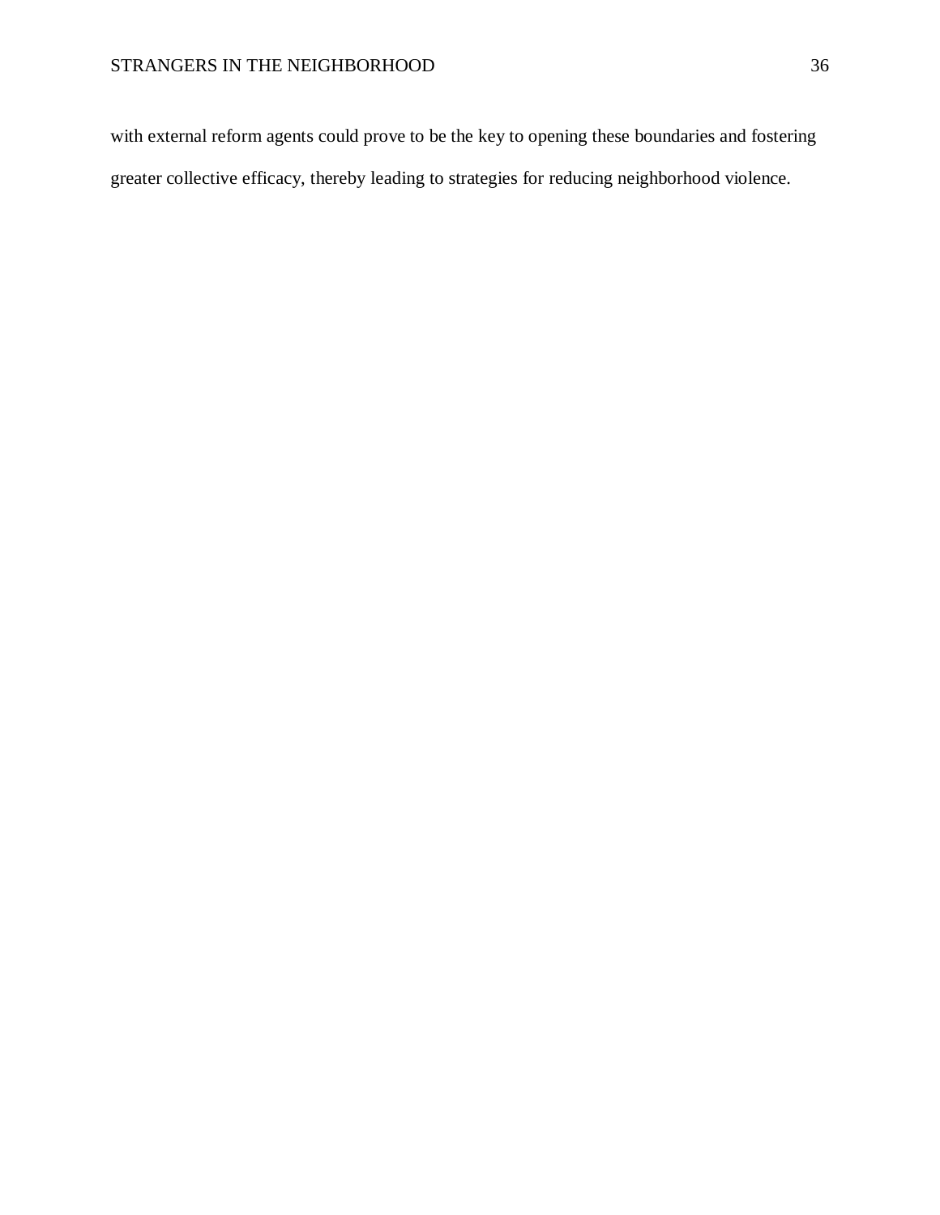with external reform agents could prove to be the key to opening these boundaries and fostering greater collective efficacy, thereby leading to strategies for reducing neighborhood violence.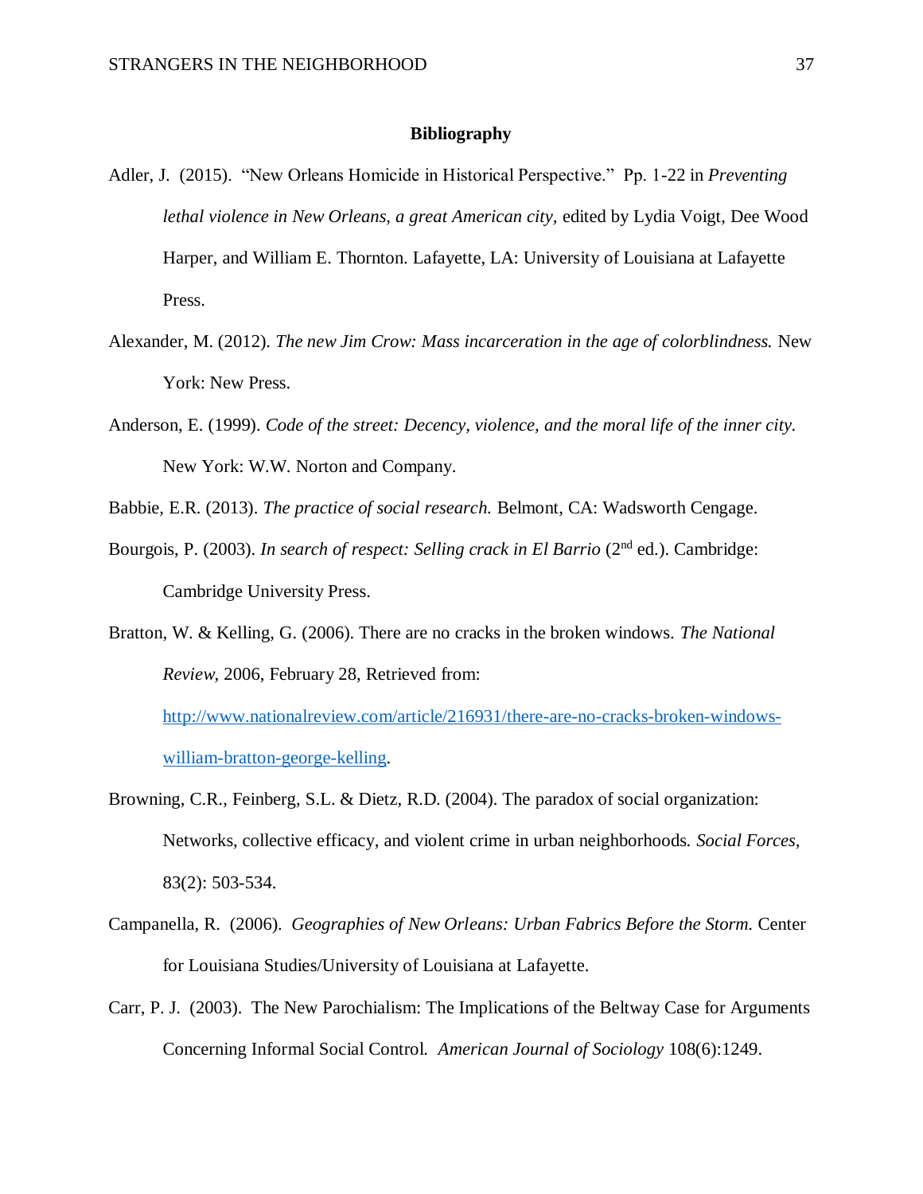**Bibliography**

Adler, J. (2015). "New Orleans Homicide in Historical Perspective." Pp. 1-22 in *Preventing lethal violence in New Orleans, a great American city*, edited by Lydia Voigt, Dee Wood Harper, and William E. Thornton. Lafayette, LA: University of Louisiana at Lafayette Press.

Alexander, M. (2012). *The new Jim Crow: Mass incarceration in the age of colorblindness.* New York: New Press.

Anderson, E. (1999). *Code of the street: Decency, violence, and the moral life of the inner city.* New York: W.W. Norton and Company.

Babbie, E.R. (2013). *The practice of social research.* Belmont, CA: Wadsworth Cengage.

Bourgois, P. (2003). *In search of respect: Selling crack in El Barrio* (2nd ed.). Cambridge: Cambridge University Press.

Bratton, W. & Kelling, G. (2006). There are no cracks in the broken windows. *The National Review,* 2006, February 28, Retrieved from: [http://www.nationalreview.com/article/216931/there-are-no-cracks-broken-windows-william-bratton-george-kelling](http://www.nationalreview.com/article/216931/there-are-no-cracks-broken-windows-william-bratton-george-kelling).

Browning, C.R., Feinberg, S.L. & Dietz, R.D. (2004). The paradox of social organization: Networks, collective efficacy, and violent crime in urban neighborhoods. *Social Forces,* 83(2): 503-534.

Campanella, R. (2006). *Geographies of New Orleans: Urban Fabrics Before the Storm.* Center for Louisiana Studies/University of Louisiana at Lafayette.

Carr, P. J. (2003). The New Parochialism: The Implications of the Beltway Case for Arguments Concerning Informal Social Control. *American Journal of Sociology* 108(6):1249.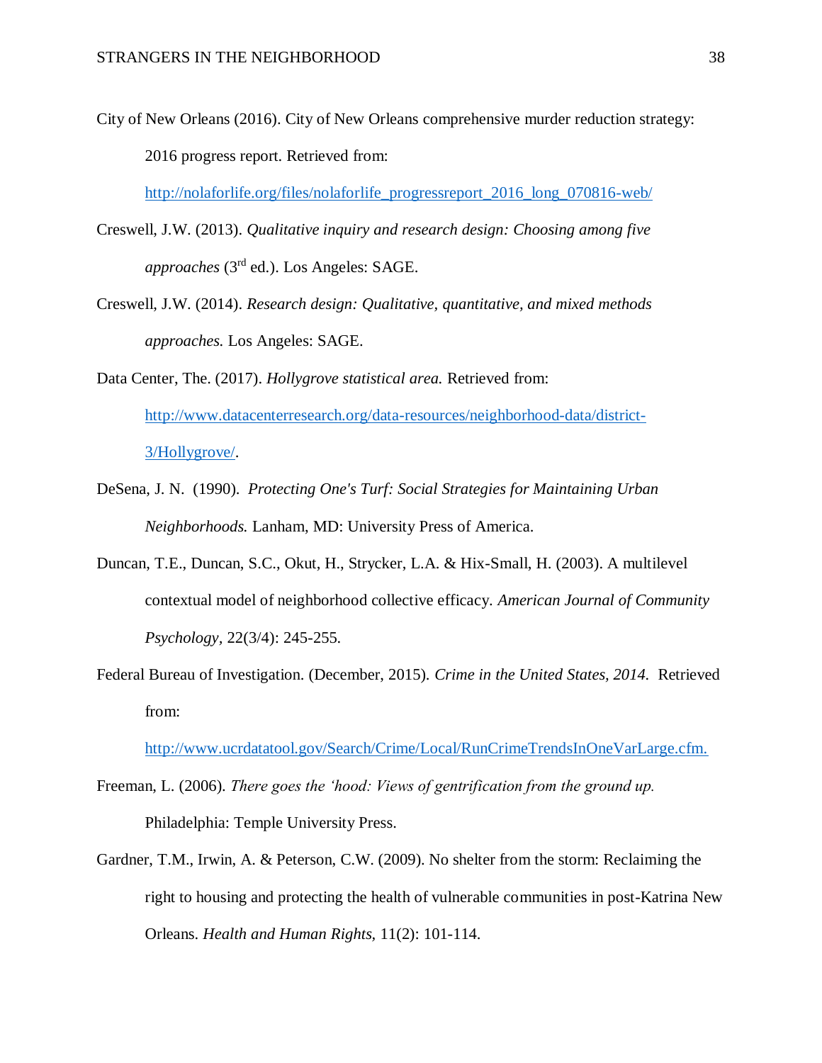City of New Orleans (2016). City of New Orleans comprehensive murder reduction strategy: 2016 progress report. Retrieved from: http://nolaforlife.org/files/nolaforlife_progressreport_2016_long_070816-web/

Creswell, J.W. (2013). *Qualitative inquiry and research design: Choosing among five approaches* (3rd ed.). Los Angeles: SAGE.

Creswell, J.W. (2014). *Research design: Qualitative, quantitative, and mixed methods approaches.* Los Angeles: SAGE.

Data Center, The. (2017). *Hollygrove statistical area.* Retrieved from: http://www.datacenterresearch.org/data-resources/neighborhood-data/district-3/Hollygrove/.

DeSena, J. N. (1990). *Protecting One's Turf: Social Strategies for Maintaining Urban Neighborhoods.* Lanham, MD: University Press of America.

Duncan, T.E., Duncan, S.C., Okut, H., Strycker, L.A. & Hix-Small, H. (2003). A multilevel contextual model of neighborhood collective efficacy. *American Journal of Community Psychology,* 22(3/4): 245-255.

Federal Bureau of Investigation. (December, 2015). *Crime in the United States, 2014.* Retrieved from: http://www.ucrdatatool.gov/Search/Crime/Local/RunCrimeTrendsInOneVarLarge.cfm.

Freeman, L. (2006). *There goes the 'hood: Views of gentrification from the ground up.* Philadelphia: Temple University Press.

Gardner, T.M., Irwin, A. & Peterson, C.W. (2009). No shelter from the storm: Reclaiming the right to housing and protecting the health of vulnerable communities in post-Katrina New Orleans. *Health and Human Rights,* 11(2): 101-114.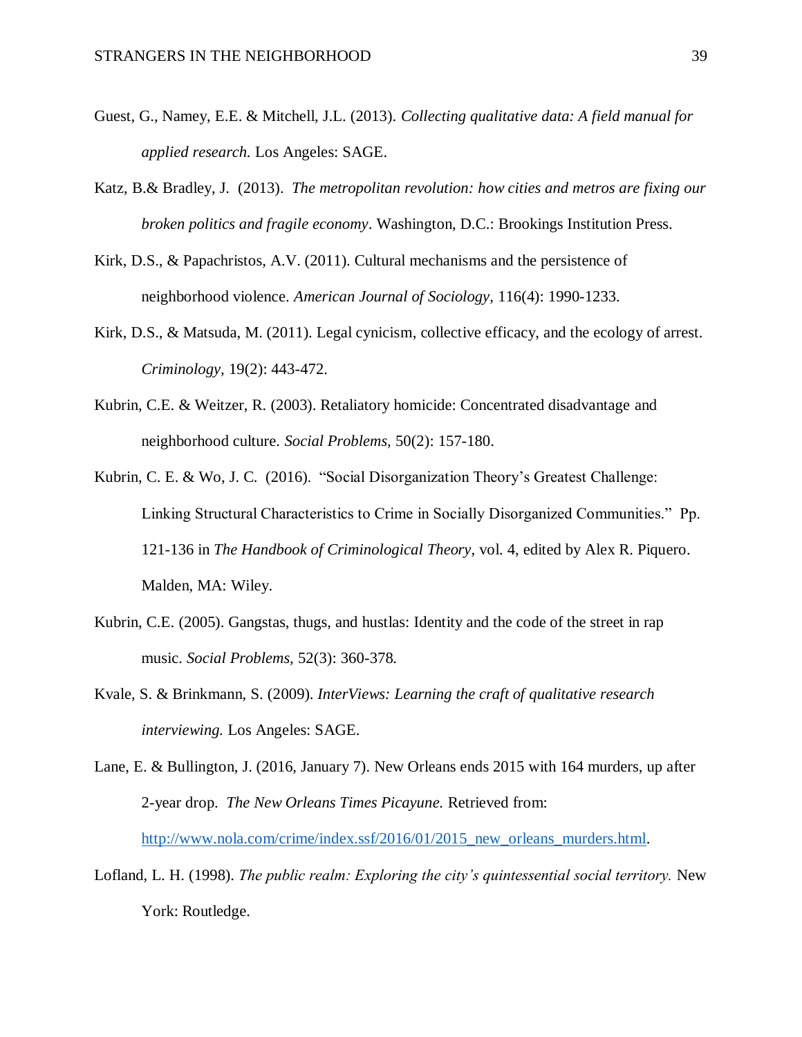Guest, G., Namey, E.E. & Mitchell, J.L. (2013). *Collecting qualitative data: A field manual for applied research.* Los Angeles: SAGE.

Katz, B.& Bradley, J. (2013). *The metropolitan revolution: how cities and metros are fixing our broken politics and fragile economy*. Washington, D.C.: Brookings Institution Press.

Kirk, D.S., & Papachristos, A.V. (2011). Cultural mechanisms and the persistence of neighborhood violence. *American Journal of Sociology*, 116(4): 1990-1233.

Kirk, D.S., & Matsuda, M. (2011). Legal cynicism, collective efficacy, and the ecology of arrest. *Criminology*, 19(2): 443-472.

Kubrin, C.E. & Weitzer, R. (2003). Retaliatory homicide: Concentrated disadvantage and neighborhood culture. *Social Problems,* 50(2): 157-180.

Kubrin, C. E. & Wo, J. C. (2016). "Social Disorganization Theory's Greatest Challenge: Linking Structural Characteristics to Crime in Socially Disorganized Communities." Pp. 121-136 in *The Handbook of Criminological Theory*, vol. 4, edited by Alex R. Piquero. Malden, MA: Wiley.

Kubrin, C.E. (2005). Gangstas, thugs, and hustlas: Identity and the code of the street in rap music. *Social Problems,* 52(3): 360-378.

Kvale, S. & Brinkmann, S. (2009). *InterViews: Learning the craft of qualitative research interviewing.* Los Angeles: SAGE.

Lane, E. & Bullington, J. (2016, January 7). New Orleans ends 2015 with 164 murders, up after 2-year drop. *The New Orleans Times Picayune.* Retrieved from: http://www.nola.com/crime/index.ssf/2016/01/2015_new_orleans_murders.html.

Lofland, L. H. (1998). *The public realm: Exploring the city's quintessential social territory.* New York: Routledge.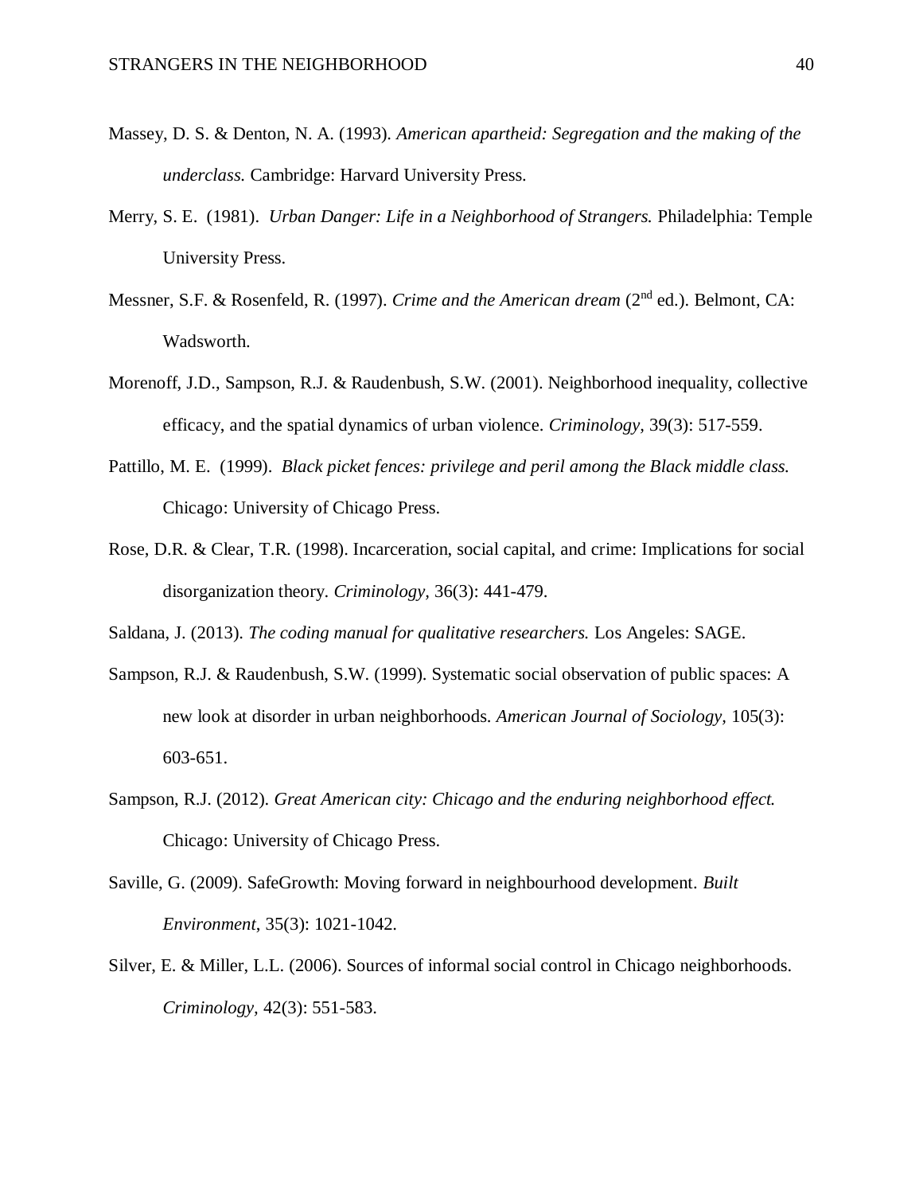Massey, D. S. & Denton, N. A. (1993). *American apartheid: Segregation and the making of the underclass.* Cambridge: Harvard University Press.

Merry, S. E. (1981). *Urban Danger: Life in a Neighborhood of Strangers.* Philadelphia: Temple University Press.

Messner, S.F. & Rosenfeld, R. (1997). *Crime and the American dream* (2nd ed.). Belmont, CA: Wadsworth.

Morenoff, J.D., Sampson, R.J. & Raudenbush, S.W. (2001). Neighborhood inequality, collective efficacy, and the spatial dynamics of urban violence. *Criminology,* 39(3): 517-559.

Pattillo, M. E. (1999). *Black picket fences: privilege and peril among the Black middle class.* Chicago: University of Chicago Press.

Rose, D.R. & Clear, T.R. (1998). Incarceration, social capital, and crime: Implications for social disorganization theory. *Criminology,* 36(3): 441-479.

Saldana, J. (2013). *The coding manual for qualitative researchers.* Los Angeles: SAGE.

Sampson, R.J. & Raudenbush, S.W. (1999). Systematic social observation of public spaces: A new look at disorder in urban neighborhoods. *American Journal of Sociology,* 105(3): 603-651.

Sampson, R.J. (2012). *Great American city: Chicago and the enduring neighborhood effect.* Chicago: University of Chicago Press.

Saville, G. (2009). SafeGrowth: Moving forward in neighbourhood development. *Built Environment*, 35(3): 1021-1042.

Silver, E. & Miller, L.L. (2006). Sources of informal social control in Chicago neighborhoods. *Criminology,* 42(3): 551-583.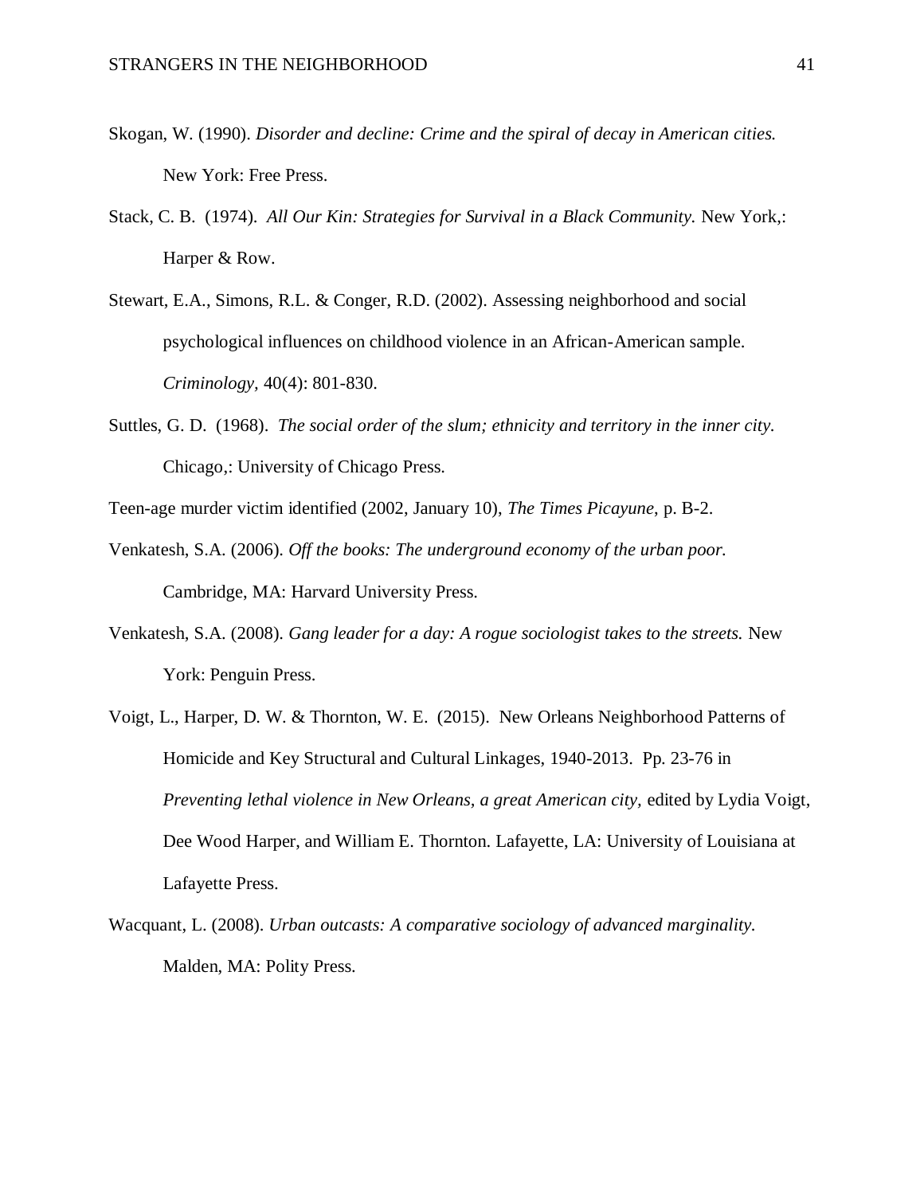Skogan, W. (1990). *Disorder and decline: Crime and the spiral of decay in American cities.* New York: Free Press.

Stack, C. B. (1974). *All Our Kin: Strategies for Survival in a Black Community.* New York,: Harper & Row.

Stewart, E.A., Simons, R.L. & Conger, R.D. (2002). Assessing neighborhood and social psychological influences on childhood violence in an African-American sample. *Criminology,* 40(4): 801-830.

Suttles, G. D. (1968). *The social order of the slum; ethnicity and territory in the inner city.* Chicago,: University of Chicago Press.

Teen-age murder victim identified (2002, January 10), *The Times Picayune*, p. B-2.

Venkatesh, S.A. (2006). *Off the books: The underground economy of the urban poor.* Cambridge, MA: Harvard University Press.

Venkatesh, S.A. (2008). *Gang leader for a day: A rogue sociologist takes to the streets.* New York: Penguin Press.

Voigt, L., Harper, D. W. & Thornton, W. E. (2015). New Orleans Neighborhood Patterns of Homicide and Key Structural and Cultural Linkages, 1940-2013. Pp. 23-76 in *Preventing lethal violence in New Orleans, a great American city,* edited by Lydia Voigt, Dee Wood Harper, and William E. Thornton. Lafayette, LA: University of Louisiana at Lafayette Press.

Wacquant, L. (2008). *Urban outcasts: A comparative sociology of advanced marginality.* Malden, MA: Polity Press.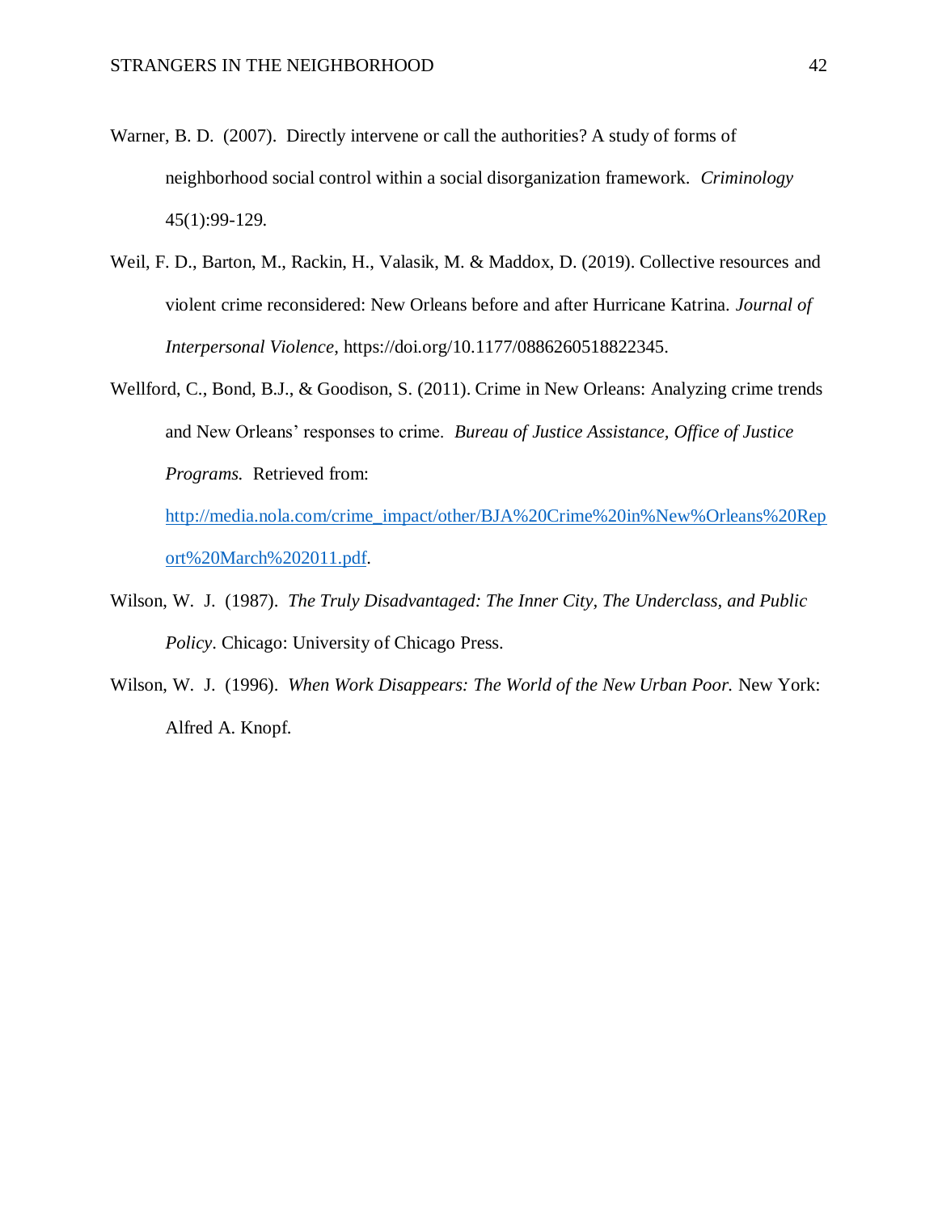Warner, B. D. (2007). Directly intervene or call the authorities? A study of forms of neighborhood social control within a social disorganization framework. *Criminology* 45(1):99-129.

Weil, F. D., Barton, M., Rackin, H., Valasik, M. & Maddox, D. (2019). Collective resources and violent crime reconsidered: New Orleans before and after Hurricane Katrina. *Journal of Interpersonal Violence*, https://doi.org/10.1177/0886260518822345.

Wellford, C., Bond, B.J., & Goodison, S. (2011). Crime in New Orleans: Analyzing crime trends and New Orleans' responses to crime. *Bureau of Justice Assistance, Office of Justice Programs.* Retrieved from: [http://media.nola.com/crime_impact/other/BJA%20Crime%20in%New%Orleans%20Report%20March%202011.pdf](http://media.nola.com/crime_impact/other/BJA%20Crime%20in%New%Orleans%20Report%20March%202011.pdf).

Wilson, W. J. (1987). *The Truly Disadvantaged: The Inner City, The Underclass, and Public Policy*. Chicago: University of Chicago Press.

Wilson, W. J. (1996). *When Work Disappears: The World of the New Urban Poor.* New York: Alfred A. Knopf.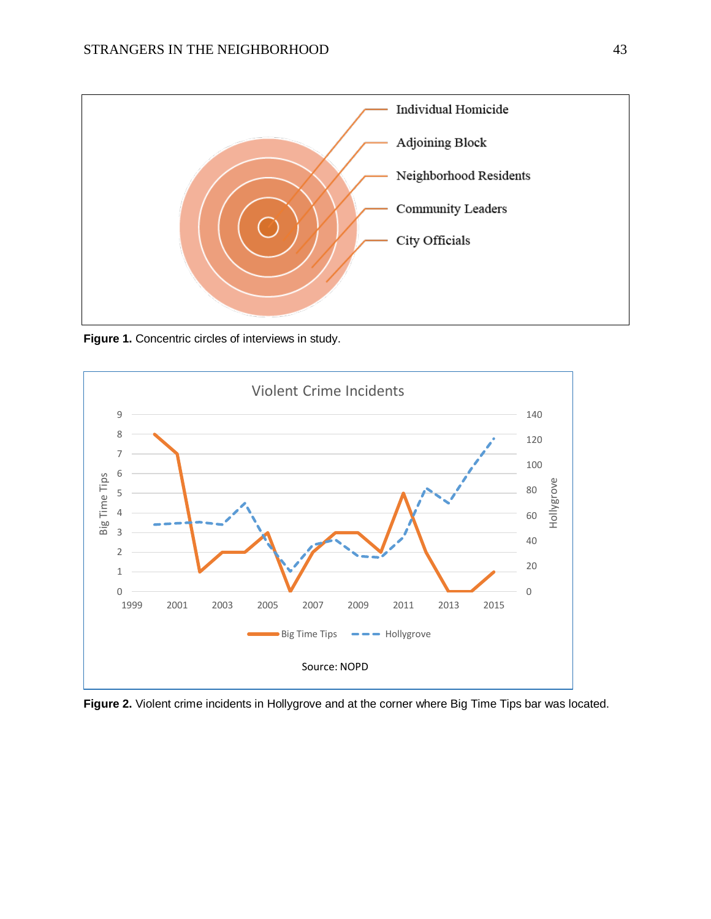**Figure 1.** Concentric circles of interviews in study.

**Figure 2.** Violent crime incidents in Hollygrove and at the corner where Big Time Tips bar was located.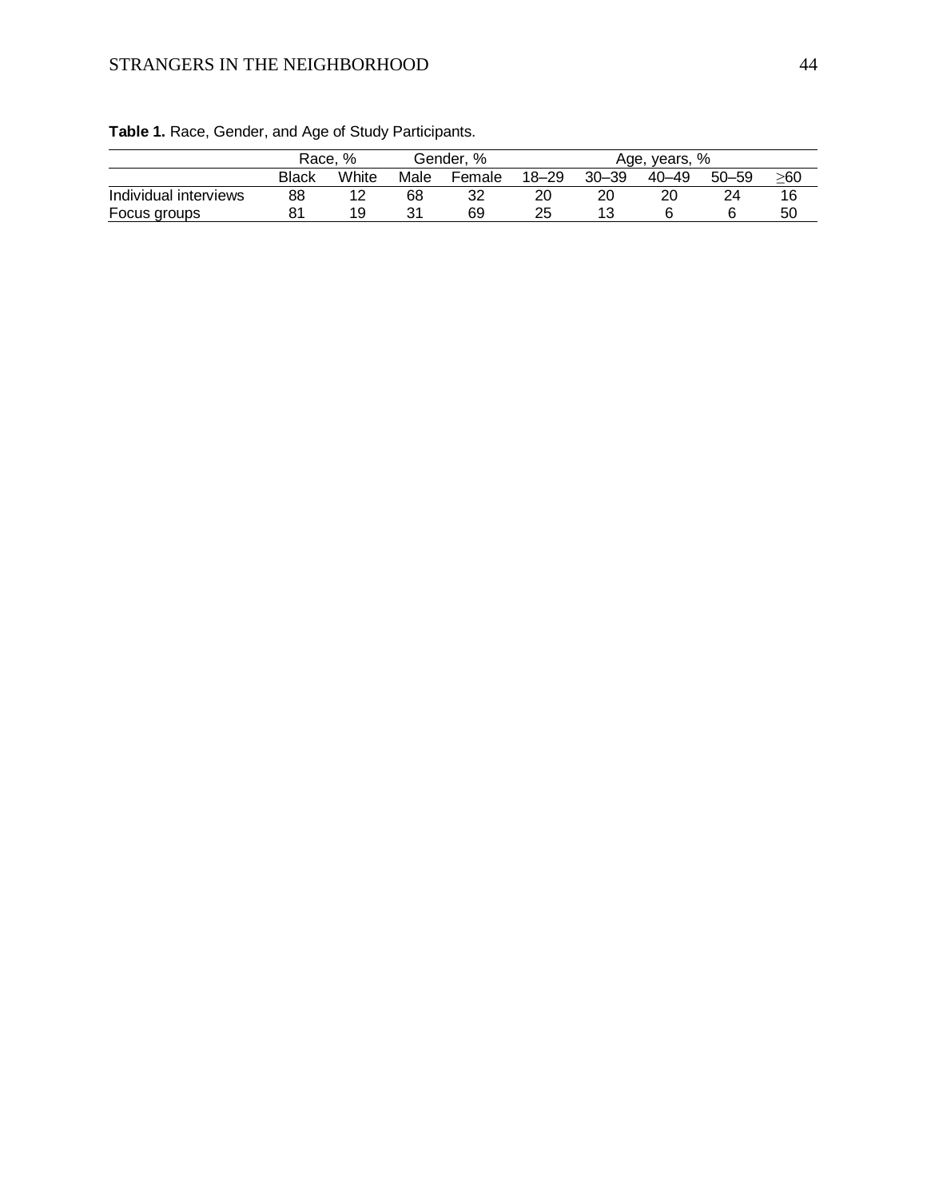**Table 1.** Race, Gender, and Age of Study Participants.

| | Race, % | | Gender, % | | Age, years, % | | | | |
|---|---|---|---|---|---|---|---|---|---|
| | Black | White | Male | Female | 18–29 | 30–39 | 40–49 | 50–59 | ≥60 |
| Individual interviews | 88 | 12 | 68 | 32 | 20 | 20 | 20 | 24 | 16 |
| Focus groups | 81 | 19 | 31 | 69 | 25 | 13 | 6 | 6 | 50 |